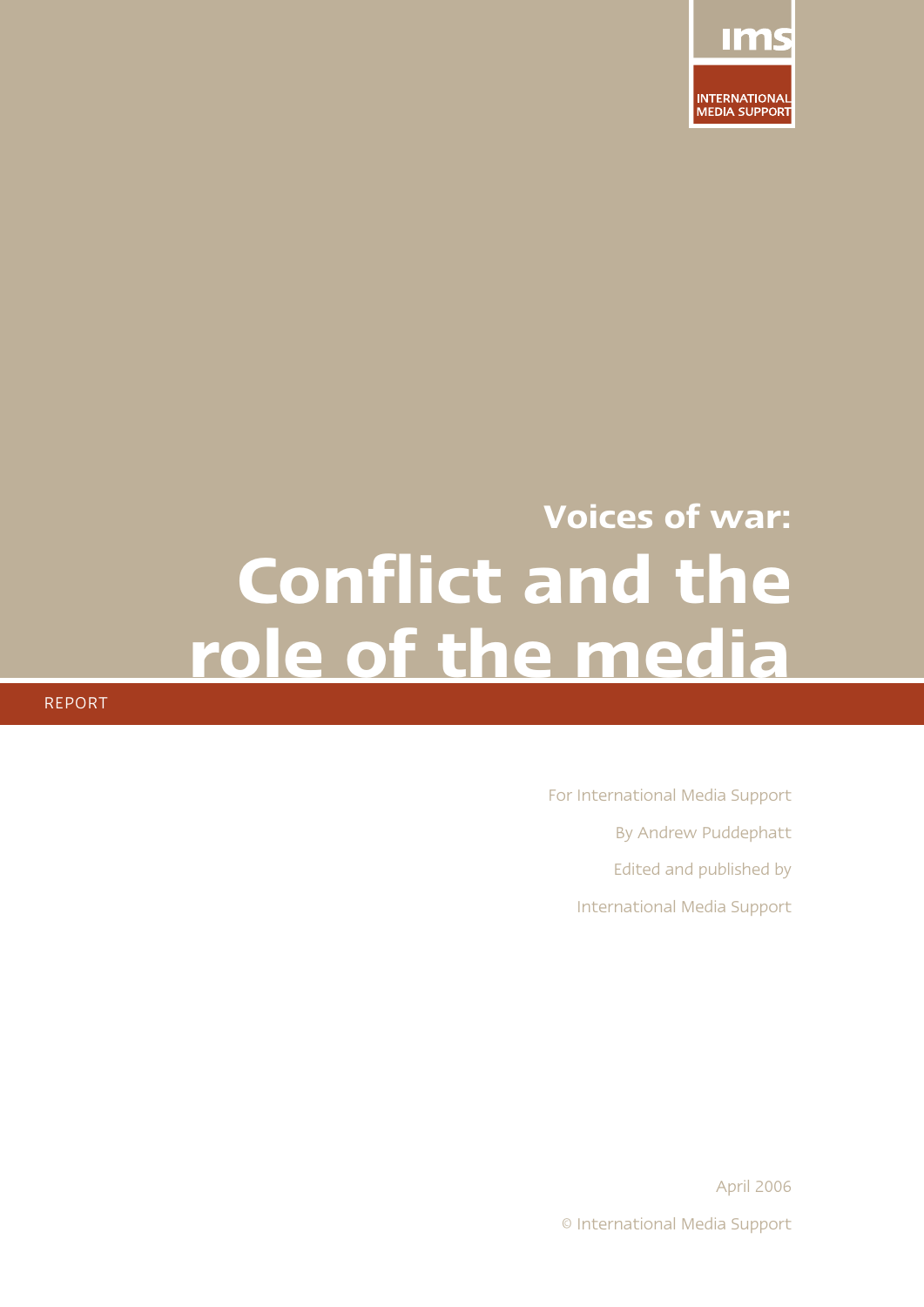ims

INTERNATIONAL MEDIA SUPPORT

## Voices of war:

# Conflict and the role of the media

REPORT

For International Media Support

By Andrew Puddephatt

Edited and published by

International Media Support

April 2006

© International Media Support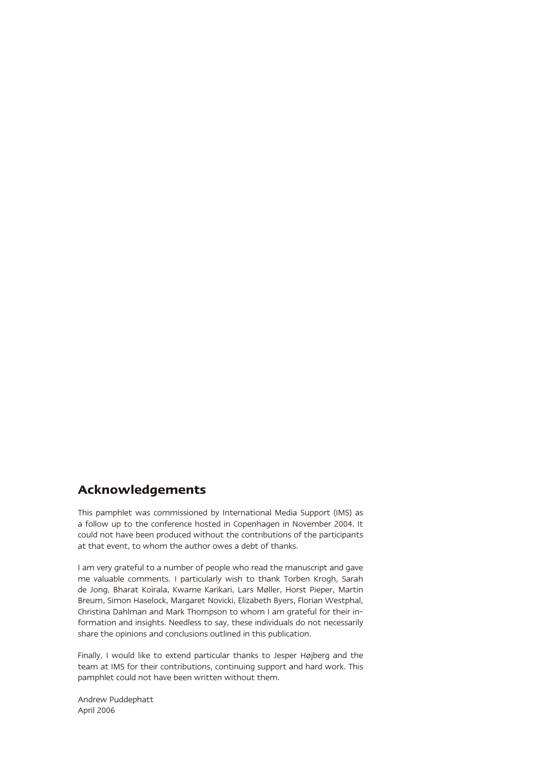## Acknowledgements

This pamphlet was commissioned by International Media Support (IMS) as a follow up to the conference hosted in Copenhagen in November 2004. It could not have been produced without the contributions of the participants at that event, to whom the author owes a debt of thanks.

I am very grateful to a number of people who read the manuscript and gave me valuable comments. I particularly wish to thank Torben Krogh, Sarah de Jong, Bharat Koirala, Kwame Karikari, Lars Møller, Horst Pieper, Martin Breum, Simon Haselock, Margaret Novicki, Elizabeth Byers, Florian Westphal, Christina Dahlman and Mark Thompson to whom I am grateful for their information and insights. Needless to say, these individuals do not necessarily share the opinions and conclusions outlined in this publication.

Finally, I would like to extend particular thanks to Jesper Højberg and the team at IMS for their contributions, continuing support and hard work. This pamphlet could not have been written without them.

Andrew Puddephatt
April 2006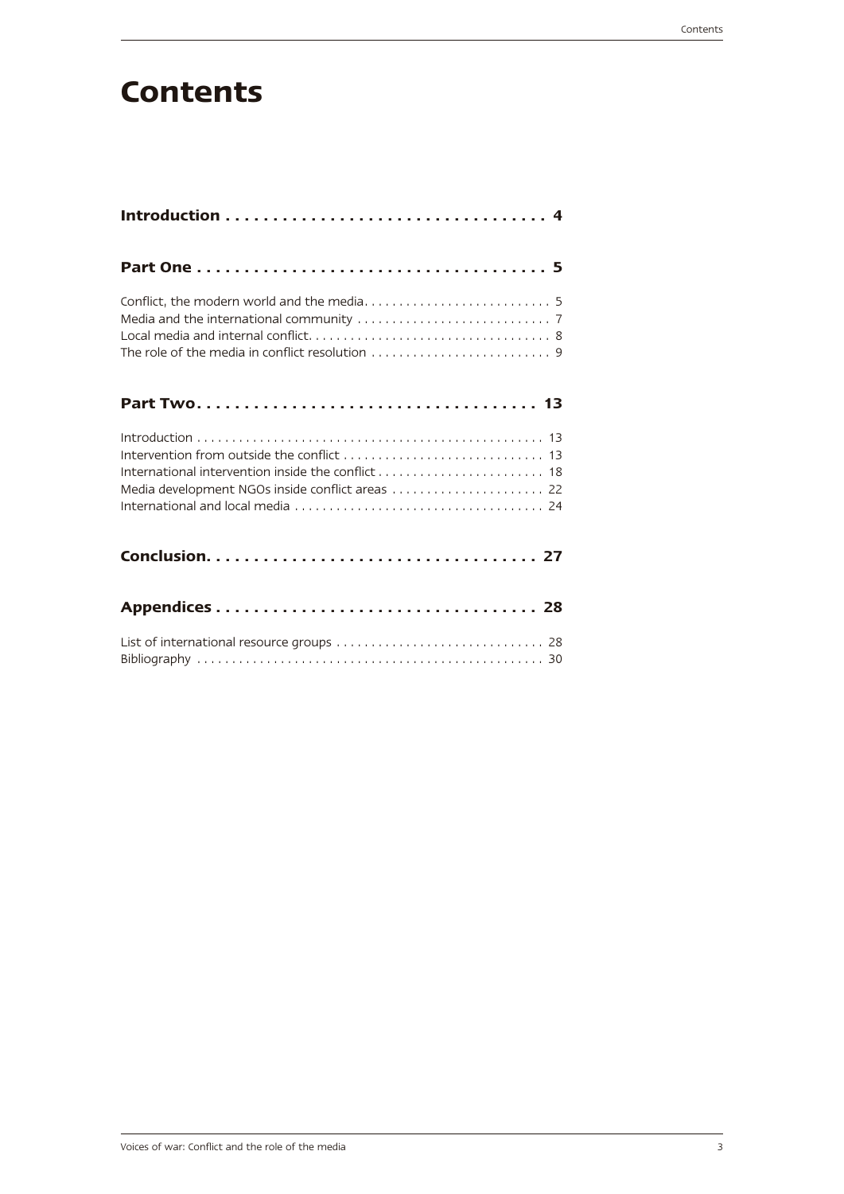# Contents

**Introduction . . . . . . . . . . . . . . . . . . . . . . . . . . . . . . . . . . 4**

**Part One . . . . . . . . . . . . . . . . . . . . . . . . . . . . . . . . . . . . 5**

Conflict, the modern world and the media. . . . . . . . . . . . . . . . . . . . . . . . . . . 5
Media and the international community . . . . . . . . . . . . . . . . . . . . . . . . . . . 7
Local media and internal conflict. . . . . . . . . . . . . . . . . . . . . . . . . . . . . . . . . . . 8
The role of the media in conflict resolution . . . . . . . . . . . . . . . . . . . . . . . . . . 9

**Part Two. . . . . . . . . . . . . . . . . . . . . . . . . . . . . . . . . . . . 13**

Introduction . . . . . . . . . . . . . . . . . . . . . . . . . . . . . . . . . . . . . . . . . . . . . . . . . 13
Intervention from outside the conflict . . . . . . . . . . . . . . . . . . . . . . . . . . . . 13
International intervention inside the conflict . . . . . . . . . . . . . . . . . . . . . . . 18
Media development NGOs inside conflict areas . . . . . . . . . . . . . . . . . . . . . . 22
International and local media . . . . . . . . . . . . . . . . . . . . . . . . . . . . . . . . . . . 24

**Conclusion. . . . . . . . . . . . . . . . . . . . . . . . . . . . . . . . . . . 27**

**Appendices . . . . . . . . . . . . . . . . . . . . . . . . . . . . . . . . . 28**

List of international resource groups . . . . . . . . . . . . . . . . . . . . . . . . . . . . . 28
Bibliography . . . . . . . . . . . . . . . . . . . . . . . . . . . . . . . . . . . . . . . . . . . . . . . . . 30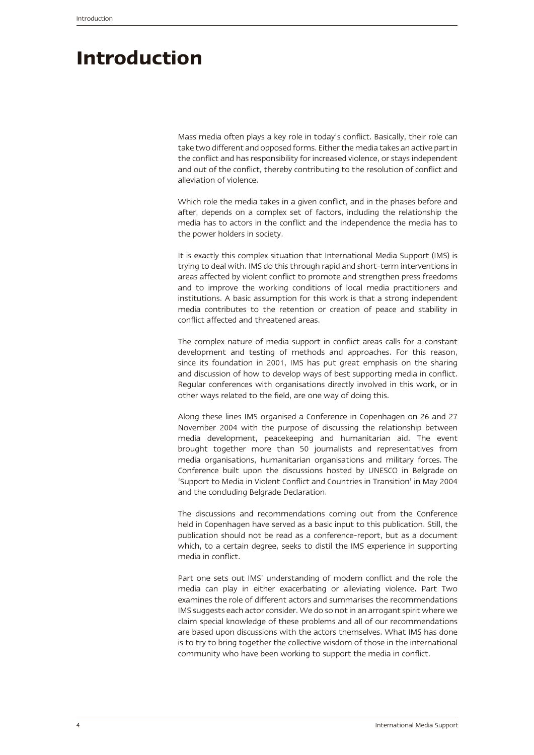# Introduction

Mass media often plays a key role in today's conflict. Basically, their role can take two different and opposed forms. Either the media takes an active part in the conflict and has responsibility for increased violence, or stays independent and out of the conflict, thereby contributing to the resolution of conflict and alleviation of violence.

Which role the media takes in a given conflict, and in the phases before and after, depends on a complex set of factors, including the relationship the media has to actors in the conflict and the independence the media has to the power holders in society.

It is exactly this complex situation that International Media Support (IMS) is trying to deal with. IMS do this through rapid and short-term interventions in areas affected by violent conflict to promote and strengthen press freedoms and to improve the working conditions of local media practitioners and institutions. A basic assumption for this work is that a strong independent media contributes to the retention or creation of peace and stability in conflict affected and threatened areas.

The complex nature of media support in conflict areas calls for a constant development and testing of methods and approaches. For this reason, since its foundation in 2001, IMS has put great emphasis on the sharing and discussion of how to develop ways of best supporting media in conflict. Regular conferences with organisations directly involved in this work, or in other ways related to the field, are one way of doing this.

Along these lines IMS organised a Conference in Copenhagen on 26 and 27 November 2004 with the purpose of discussing the relationship between media development, peacekeeping and humanitarian aid. The event brought together more than 50 journalists and representatives from media organisations, humanitarian organisations and military forces. The Conference built upon the discussions hosted by UNESCO in Belgrade on 'Support to Media in Violent Conflict and Countries in Transition' in May 2004 and the concluding Belgrade Declaration.

The discussions and recommendations coming out from the Conference held in Copenhagen have served as a basic input to this publication. Still, the publication should not be read as a conference-report, but as a document which, to a certain degree, seeks to distil the IMS experience in supporting media in conflict.

Part one sets out IMS' understanding of modern conflict and the role the media can play in either exacerbating or alleviating violence. Part Two examines the role of different actors and summarises the recommendations IMS suggests each actor consider. We do so not in an arrogant spirit where we claim special knowledge of these problems and all of our recommendations are based upon discussions with the actors themselves. What IMS has done is to try to bring together the collective wisdom of those in the international community who have been working to support the media in conflict.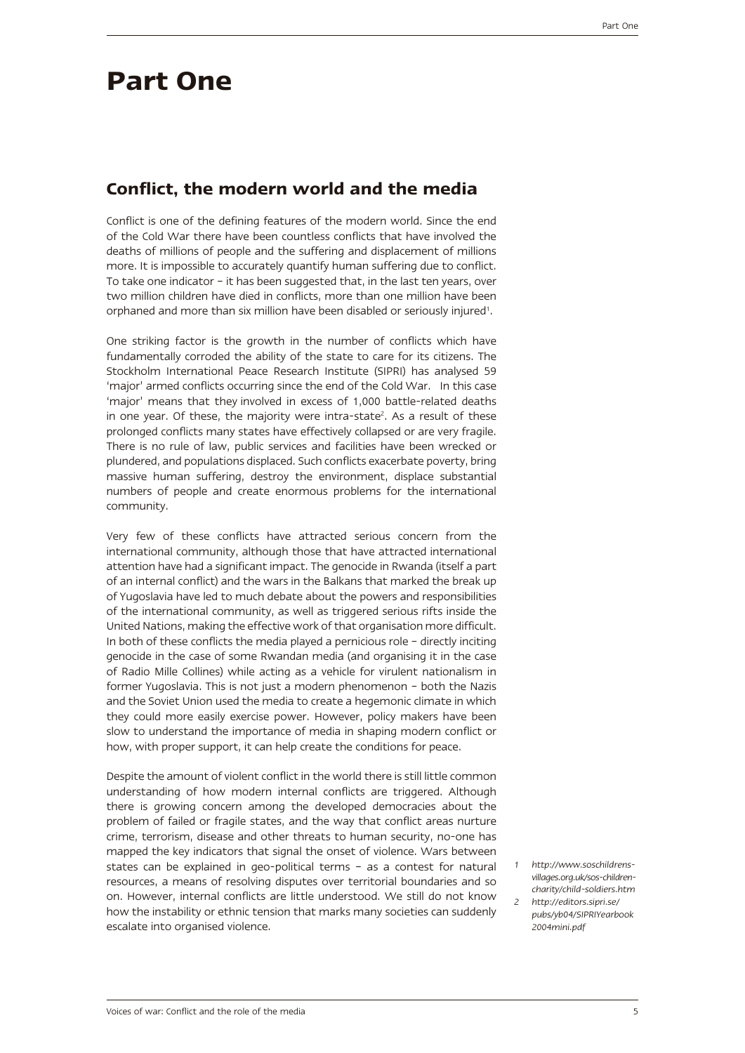# Part One

## Conflict, the modern world and the media

Conflict is one of the defining features of the modern world. Since the end of the Cold War there have been countless conflicts that have involved the deaths of millions of people and the suffering and displacement of millions more. It is impossible to accurately quantify human suffering due to conflict. To take one indicator – it has been suggested that, in the last ten years, over two million children have died in conflicts, more than one million have been orphaned and more than six million have been disabled or seriously injured[1].

One striking factor is the growth in the number of conflicts which have fundamentally corroded the ability of the state to care for its citizens. The Stockholm International Peace Research Institute (SIPRI) has analysed 59 'major' armed conflicts occurring since the end of the Cold War. In this case 'major' means that they involved in excess of 1,000 battle-related deaths in one year. Of these, the majority were intra-state[2]. As a result of these prolonged conflicts many states have effectively collapsed or are very fragile. There is no rule of law, public services and facilities have been wrecked or plundered, and populations displaced. Such conflicts exacerbate poverty, bring massive human suffering, destroy the environment, displace substantial numbers of people and create enormous problems for the international community.

Very few of these conflicts have attracted serious concern from the international community, although those that have attracted international attention have had a significant impact. The genocide in Rwanda (itself a part of an internal conflict) and the wars in the Balkans that marked the break up of Yugoslavia have led to much debate about the powers and responsibilities of the international community, as well as triggered serious rifts inside the United Nations, making the effective work of that organisation more difficult. In both of these conflicts the media played a pernicious role – directly inciting genocide in the case of some Rwandan media (and organising it in the case of Radio Mille Collines) while acting as a vehicle for virulent nationalism in former Yugoslavia. This is not just a modern phenomenon – both the Nazis and the Soviet Union used the media to create a hegemonic climate in which they could more easily exercise power. However, policy makers have been slow to understand the importance of media in shaping modern conflict or how, with proper support, it can help create the conditions for peace.

Despite the amount of violent conflict in the world there is still little common understanding of how modern internal conflicts are triggered. Although there is growing concern among the developed democracies about the problem of failed or fragile states, and the way that conflict areas nurture crime, terrorism, disease and other threats to human security, no-one has mapped the key indicators that signal the onset of violence. Wars between states can be explained in geo-political terms – as a contest for natural resources, a means of resolving disputes over territorial boundaries and so on. However, internal conflicts are little understood. We still do not know how the instability or ethnic tension that marks many societies can suddenly escalate into organised violence.

*1 http://www.soschildrensvillages.org.uk/sos-children-charity/child-soldiers.htm*

*2 http://editors.sipri.se/pubs/yb04/SIPRIYearbook2004mini.pdf*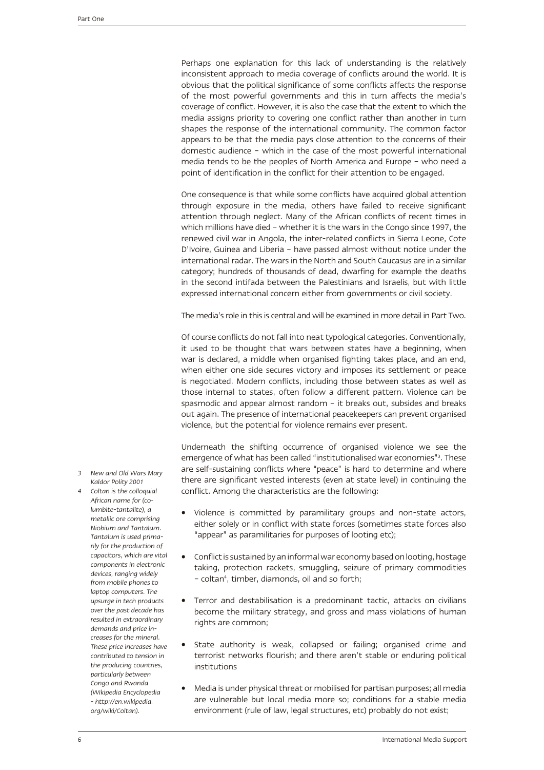Perhaps one explanation for this lack of understanding is the relatively inconsistent approach to media coverage of conflicts around the world. It is obvious that the political significance of some conflicts affects the response of the most powerful governments and this in turn affects the media's coverage of conflict. However, it is also the case that the extent to which the media assigns priority to covering one conflict rather than another in turn shapes the response of the international community. The common factor appears to be that the media pays close attention to the concerns of their domestic audience – which in the case of the most powerful international media tends to be the peoples of North America and Europe – who need a point of identification in the conflict for their attention to be engaged.

One consequence is that while some conflicts have acquired global attention through exposure in the media, others have failed to receive significant attention through neglect. Many of the African conflicts of recent times in which millions have died – whether it is the wars in the Congo since 1997, the renewed civil war in Angola, the inter-related conflicts in Sierra Leone, Cote D'Ivoire, Guinea and Liberia – have passed almost without notice under the international radar. The wars in the North and South Caucasus are in a similar category; hundreds of thousands of dead, dwarfing for example the deaths in the second intifada between the Palestinians and Israelis, but with little expressed international concern either from governments or civil society.

The media's role in this is central and will be examined in more detail in Part Two.

Of course conflicts do not fall into neat typological categories. Conventionally, it used to be thought that wars between states have a beginning, when war is declared, a middle when organised fighting takes place, and an end, when either one side secures victory and imposes its settlement or peace is negotiated. Modern conflicts, including those between states as well as those internal to states, often follow a different pattern. Violence can be spasmodic and appear almost random – it breaks out, subsides and breaks out again. The presence of international peacekeepers can prevent organised violence, but the potential for violence remains ever present.

Underneath the shifting occurrence of organised violence we see the emergence of what has been called "institutionalised war economies"[3]. These are self-sustaining conflicts where "peace" is hard to determine and where there are significant vested interests (even at state level) in continuing the conflict. Among the characteristics are the following:

- Violence is committed by paramilitary groups and non-state actors, either solely or in conflict with state forces (sometimes state forces also "appear" as paramilitaries for purposes of looting etc);
- Conflict is sustained by an informal war economy based on looting, hostage taking, protection rackets, smuggling, seizure of primary commodities – coltan[4], timber, diamonds, oil and so forth;
- Terror and destabilisation is a predominant tactic, attacks on civilians become the military strategy, and gross and mass violations of human rights are common;
- State authority is weak, collapsed or failing; organised crime and terrorist networks flourish; and there aren't stable or enduring political institutions
- Media is under physical threat or mobilised for partisan purposes; all media are vulnerable but local media more so; conditions for a stable media environment (rule of law, legal structures, etc) probably do not exist;

---

3 *New and Old Wars Mary Kaldor Polity 2001*

4 *Coltan is the colloquial African name for (columbite-tantalite), a metallic ore comprising Niobium and Tantalum. Tantalum is used primarily for the production of capacitors, which are vital components in electronic devices, ranging widely from mobile phones to laptop computers. The upsurge in tech products over the past decade has resulted in extraordinary demands and price increases for the mineral. These price increases have contributed to tension in the producing countries, particularly between Congo and Rwanda (Wikipedia Encyclopedia - http://en.wikipedia.org/wiki/Coltan).*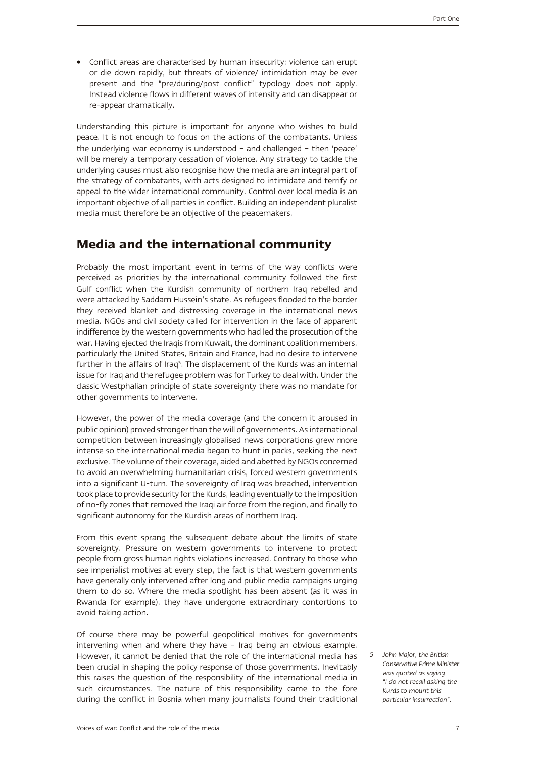- Conflict areas are characterised by human insecurity; violence can erupt or die down rapidly, but threats of violence/ intimidation may be ever present and the "pre/during/post conflict" typology does not apply. Instead violence flows in different waves of intensity and can disappear or re-appear dramatically.

Understanding this picture is important for anyone who wishes to build peace. It is not enough to focus on the actions of the combatants. Unless the underlying war economy is understood – and challenged – then 'peace' will be merely a temporary cessation of violence. Any strategy to tackle the underlying causes must also recognise how the media are an integral part of the strategy of combatants, with acts designed to intimidate and terrify or appeal to the wider international community. Control over local media is an important objective of all parties in conflict. Building an independent pluralist media must therefore be an objective of the peacemakers.

## Media and the international community

Probably the most important event in terms of the way conflicts were perceived as priorities by the international community followed the first Gulf conflict when the Kurdish community of northern Iraq rebelled and were attacked by Saddam Hussein's state. As refugees flooded to the border they received blanket and distressing coverage in the international news media. NGOs and civil society called for intervention in the face of apparent indifference by the western governments who had led the prosecution of the war. Having ejected the Iraqis from Kuwait, the dominant coalition members, particularly the United States, Britain and France, had no desire to intervene further in the affairs of Iraq[5]. The displacement of the Kurds was an internal issue for Iraq and the refugee problem was for Turkey to deal with. Under the classic Westphalian principle of state sovereignty there was no mandate for other governments to intervene.

However, the power of the media coverage (and the concern it aroused in public opinion) proved stronger than the will of governments. As international competition between increasingly globalised news corporations grew more intense so the international media began to hunt in packs, seeking the next exclusive. The volume of their coverage, aided and abetted by NGOs concerned to avoid an overwhelming humanitarian crisis, forced western governments into a significant U-turn. The sovereignty of Iraq was breached, intervention took place to provide security for the Kurds, leading eventually to the imposition of no-fly zones that removed the Iraqi air force from the region, and finally to significant autonomy for the Kurdish areas of northern Iraq.

From this event sprang the subsequent debate about the limits of state sovereignty. Pressure on western governments to intervene to protect people from gross human rights violations increased. Contrary to those who see imperialist motives at every step, the fact is that western governments have generally only intervened after long and public media campaigns urging them to do so. Where the media spotlight has been absent (as it was in Rwanda for example), they have undergone extraordinary contortions to avoid taking action.

Of course there may be powerful geopolitical motives for governments intervening when and where they have – Iraq being an obvious example. However, it cannot be denied that the role of the international media has been crucial in shaping the policy response of those governments. Inevitably this raises the question of the responsibility of the international media in such circumstances. The nature of this responsibility came to the fore during the conflict in Bosnia when many journalists found their traditional

5 *John Major, the British Conservative Prime Minister was quoted as saying "I do not recall asking the Kurds to mount this particular insurrection".*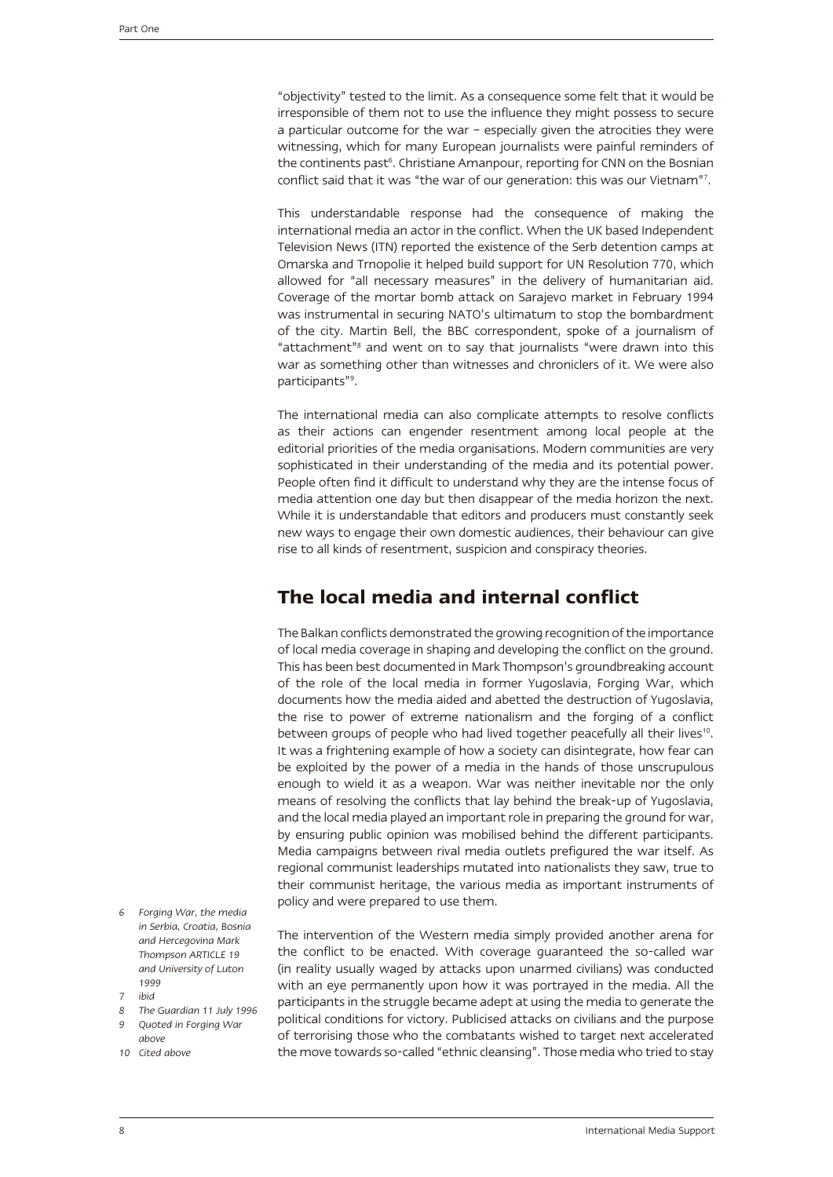"objectivity" tested to the limit. As a consequence some felt that it would be irresponsible of them not to use the influence they might possess to secure a particular outcome for the war – especially given the atrocities they were witnessing, which for many European journalists were painful reminders of the continents past[6]. Christiane Amanpour, reporting for CNN on the Bosnian conflict said that it was "the war of our generation: this was our Vietnam"[7].

This understandable response had the consequence of making the international media an actor in the conflict. When the UK based Independent Television News (ITN) reported the existence of the Serb detention camps at Omarska and Trnopolie it helped build support for UN Resolution 770, which allowed for "all necessary measures" in the delivery of humanitarian aid. Coverage of the mortar bomb attack on Sarajevo market in February 1994 was instrumental in securing NATO's ultimatum to stop the bombardment of the city. Martin Bell, the BBC correspondent, spoke of a journalism of "attachment"[8] and went on to say that journalists "were drawn into this war as something other than witnesses and chroniclers of it. We were also participants"[9].

The international media can also complicate attempts to resolve conflicts as their actions can engender resentment among local people at the editorial priorities of the media organisations. Modern communities are very sophisticated in their understanding of the media and its potential power. People often find it difficult to understand why they are the intense focus of media attention one day but then disappear of the media horizon the next. While it is understandable that editors and producers must constantly seek new ways to engage their own domestic audiences, their behaviour can give rise to all kinds of resentment, suspicion and conspiracy theories.

## The local media and internal conflict

The Balkan conflicts demonstrated the growing recognition of the importance of local media coverage in shaping and developing the conflict on the ground. This has been best documented in Mark Thompson's groundbreaking account of the role of the local media in former Yugoslavia, Forging War, which documents how the media aided and abetted the destruction of Yugoslavia, the rise to power of extreme nationalism and the forging of a conflict between groups of people who had lived together peacefully all their lives[10]. It was a frightening example of how a society can disintegrate, how fear can be exploited by the power of a media in the hands of those unscrupulous enough to wield it as a weapon. War was neither inevitable nor the only means of resolving the conflicts that lay behind the break-up of Yugoslavia, and the local media played an important role in preparing the ground for war, by ensuring public opinion was mobilised behind the different participants. Media campaigns between rival media outlets prefigured the war itself. As regional communist leaderships mutated into nationalists they saw, true to their communist heritage, the various media as important instruments of policy and were prepared to use them.

The intervention of the Western media simply provided another arena for the conflict to be enacted. With coverage guaranteed the so-called war (in reality usually waged by attacks upon unarmed civilians) was conducted with an eye permanently upon how it was portrayed in the media. All the participants in the struggle became adept at using the media to generate the political conditions for victory. Publicised attacks on civilians and the purpose of terrorising those who the combatants wished to target next accelerated the move towards so-called "ethnic cleansing". Those media who tried to stay

6 *Forging War, the media in Serbia, Croatia, Bosnia and Hercegovina Mark Thompson ARTICLE 19 and University of Luton 1999*

7 *ibid*

8 *The Guardian 11 July 1996*

9 *Quoted in Forging War above*

10 *Cited above*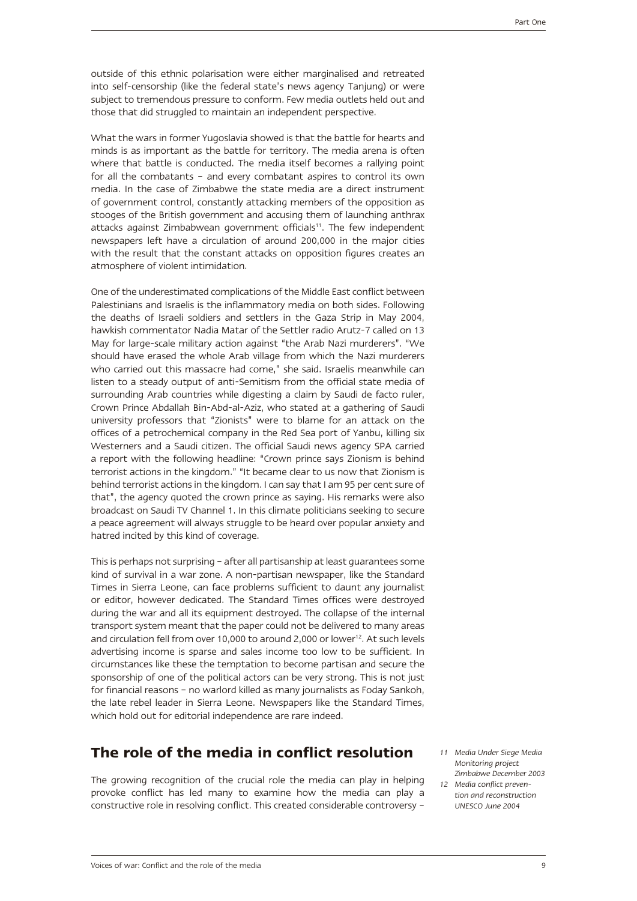outside of this ethnic polarisation were either marginalised and retreated into self-censorship (like the federal state's news agency Tanjung) or were subject to tremendous pressure to conform. Few media outlets held out and those that did struggled to maintain an independent perspective.

What the wars in former Yugoslavia showed is that the battle for hearts and minds is as important as the battle for territory. The media arena is often where that battle is conducted. The media itself becomes a rallying point for all the combatants – and every combatant aspires to control its own media. In the case of Zimbabwe the state media are a direct instrument of government control, constantly attacking members of the opposition as stooges of the British government and accusing them of launching anthrax attacks against Zimbabwean government officials[11]. The few independent newspapers left have a circulation of around 200,000 in the major cities with the result that the constant attacks on opposition figures creates an atmosphere of violent intimidation.

One of the underestimated complications of the Middle East conflict between Palestinians and Israelis is the inflammatory media on both sides. Following the deaths of Israeli soldiers and settlers in the Gaza Strip in May 2004, hawkish commentator Nadia Matar of the Settler radio Arutz-7 called on 13 May for large-scale military action against "the Arab Nazi murderers". "We should have erased the whole Arab village from which the Nazi murderers who carried out this massacre had come," she said. Israelis meanwhile can listen to a steady output of anti-Semitism from the official state media of surrounding Arab countries while digesting a claim by Saudi de facto ruler, Crown Prince Abdallah Bin-Abd-al-Aziz, who stated at a gathering of Saudi university professors that "Zionists" were to blame for an attack on the offices of a petrochemical company in the Red Sea port of Yanbu, killing six Westerners and a Saudi citizen. The official Saudi news agency SPA carried a report with the following headline: "Crown prince says Zionism is behind terrorist actions in the kingdom." "It became clear to us now that Zionism is behind terrorist actions in the kingdom. I can say that I am 95 per cent sure of that", the agency quoted the crown prince as saying. His remarks were also broadcast on Saudi TV Channel 1. In this climate politicians seeking to secure a peace agreement will always struggle to be heard over popular anxiety and hatred incited by this kind of coverage.

This is perhaps not surprising – after all partisanship at least guarantees some kind of survival in a war zone. A non-partisan newspaper, like the Standard Times in Sierra Leone, can face problems sufficient to daunt any journalist or editor, however dedicated. The Standard Times offices were destroyed during the war and all its equipment destroyed. The collapse of the internal transport system meant that the paper could not be delivered to many areas and circulation fell from over 10,000 to around 2,000 or lower[12]. At such levels advertising income is sparse and sales income too low to be sufficient. In circumstances like these the temptation to become partisan and secure the sponsorship of one of the political actors can be very strong. This is not just for financial reasons – no warlord killed as many journalists as Foday Sankoh, the late rebel leader in Sierra Leone. Newspapers like the Standard Times, which hold out for editorial independence are rare indeed.

## The role of the media in conflict resolution

The growing recognition of the crucial role the media can play in helping provoke conflict has led many to examine how the media can play a constructive role in resolving conflict. This created considerable controversy –

*11 Media Under Siege Media Monitoring project Zimbabwe December 2003*

*12 Media conflict prevention and reconstruction UNESCO June 2004*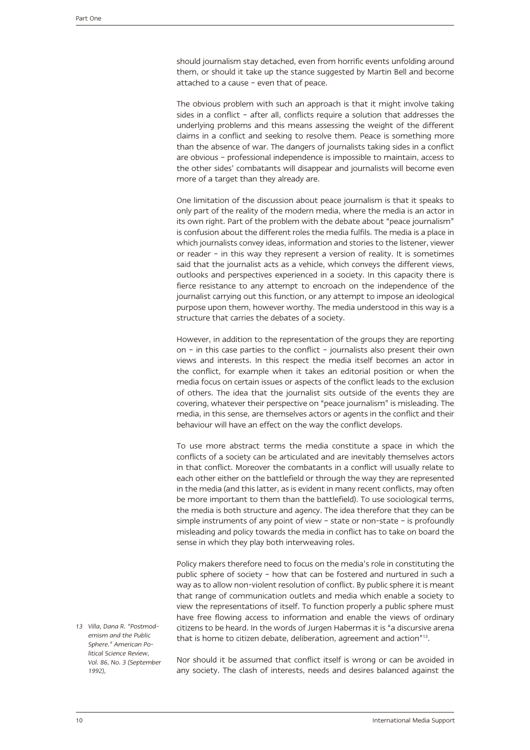should journalism stay detached, even from horrific events unfolding around them, or should it take up the stance suggested by Martin Bell and become attached to a cause – even that of peace.

The obvious problem with such an approach is that it might involve taking sides in a conflict – after all, conflicts require a solution that addresses the underlying problems and this means assessing the weight of the different claims in a conflict and seeking to resolve them. Peace is something more than the absence of war. The dangers of journalists taking sides in a conflict are obvious – professional independence is impossible to maintain, access to the other sides' combatants will disappear and journalists will become even more of a target than they already are.

One limitation of the discussion about peace journalism is that it speaks to only part of the reality of the modern media, where the media is an actor in its own right. Part of the problem with the debate about "peace journalism" is confusion about the different roles the media fulfils. The media is a place in which journalists convey ideas, information and stories to the listener, viewer or reader – in this way they represent a version of reality. It is sometimes said that the journalist acts as a vehicle, which conveys the different views, outlooks and perspectives experienced in a society. In this capacity there is fierce resistance to any attempt to encroach on the independence of the journalist carrying out this function, or any attempt to impose an ideological purpose upon them, however worthy. The media understood in this way is a structure that carries the debates of a society.

However, in addition to the representation of the groups they are reporting on – in this case parties to the conflict – journalists also present their own views and interests. In this respect the media itself becomes an actor in the conflict, for example when it takes an editorial position or when the media focus on certain issues or aspects of the conflict leads to the exclusion of others. The idea that the journalist sits outside of the events they are covering, whatever their perspective on "peace journalism" is misleading. The media, in this sense, are themselves actors or agents in the conflict and their behaviour will have an effect on the way the conflict develops.

To use more abstract terms the media constitute a space in which the conflicts of a society can be articulated and are inevitably themselves actors in that conflict. Moreover the combatants in a conflict will usually relate to each other either on the battlefield or through the way they are represented in the media (and this latter, as is evident in many recent conflicts, may often be more important to them than the battlefield). To use sociological terms, the media is both structure and agency. The idea therefore that they can be simple instruments of any point of view – state or non-state – is profoundly misleading and policy towards the media in conflict has to take on board the sense in which they play both interweaving roles.

Policy makers therefore need to focus on the media's role in constituting the public sphere of society – how that can be fostered and nurtured in such a way as to allow non-violent resolution of conflict. By public sphere it is meant that range of communication outlets and media which enable a society to view the representations of itself. To function properly a public sphere must have free flowing access to information and enable the views of ordinary citizens to be heard. In the words of Jurgen Habermas it is "a discursive arena that is home to citizen debate, deliberation, agreement and action"[13].

Nor should it be assumed that conflict itself is wrong or can be avoided in any society. The clash of interests, needs and desires balanced against the

13 Villa, Dana R. "Postmodernism and the Public Sphere." *American Political Science Review*, Vol. 86, No. 3 (September 1992),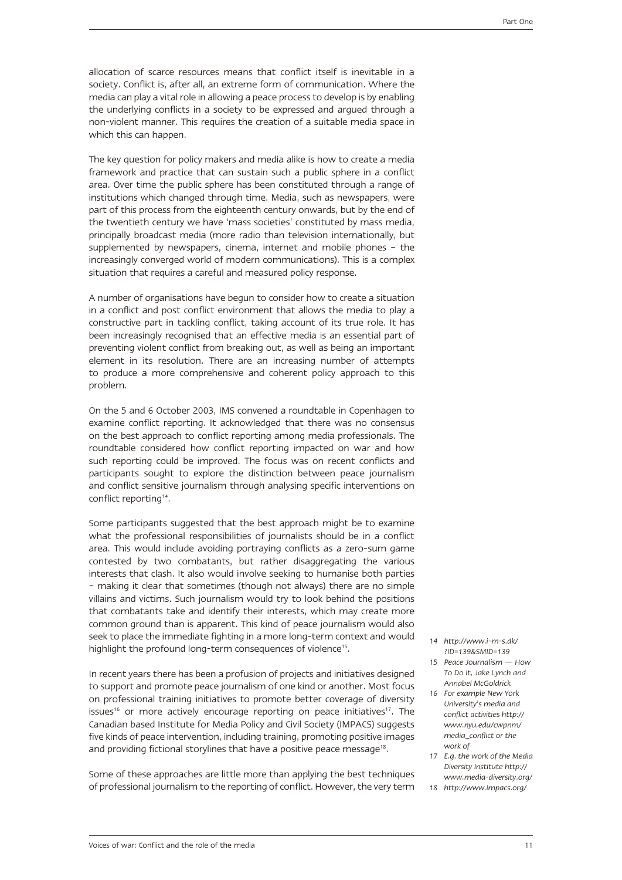allocation of scarce resources means that conflict itself is inevitable in a society. Conflict is, after all, an extreme form of communication. Where the media can play a vital role in allowing a peace process to develop is by enabling the underlying conflicts in a society to be expressed and argued through a non-violent manner. This requires the creation of a suitable media space in which this can happen.

The key question for policy makers and media alike is how to create a media framework and practice that can sustain such a public sphere in a conflict area. Over time the public sphere has been constituted through a range of institutions which changed through time. Media, such as newspapers, were part of this process from the eighteenth century onwards, but by the end of the twentieth century we have 'mass societies' constituted by mass media, principally broadcast media (more radio than television internationally, but supplemented by newspapers, cinema, internet and mobile phones – the increasingly converged world of modern communications). This is a complex situation that requires a careful and measured policy response.

A number of organisations have begun to consider how to create a situation in a conflict and post conflict environment that allows the media to play a constructive part in tackling conflict, taking account of its true role. It has been increasingly recognised that an effective media is an essential part of preventing violent conflict from breaking out, as well as being an important element in its resolution. There are an increasing number of attempts to produce a more comprehensive and coherent policy approach to this problem.

On the 5 and 6 October 2003, IMS convened a roundtable in Copenhagen to examine conflict reporting. It acknowledged that there was no consensus on the best approach to conflict reporting among media professionals. The roundtable considered how conflict reporting impacted on war and how such reporting could be improved. The focus was on recent conflicts and participants sought to explore the distinction between peace journalism and conflict sensitive journalism through analysing specific interventions on conflict reporting[14].

Some participants suggested that the best approach might be to examine what the professional responsibilities of journalists should be in a conflict area. This would include avoiding portraying conflicts as a zero-sum game contested by two combatants, but rather disaggregating the various interests that clash. It also would involve seeking to humanise both parties – making it clear that sometimes (though not always) there are no simple villains and victims. Such journalism would try to look behind the positions that combatants take and identify their interests, which may create more common ground than is apparent. This kind of peace journalism would also seek to place the immediate fighting in a more long-term context and would highlight the profound long-term consequences of violence[15].

In recent years there has been a profusion of projects and initiatives designed to support and promote peace journalism of one kind or another. Most focus on professional training initiatives to promote better coverage of diversity issues[16] or more actively encourage reporting on peace initiatives[17]. The Canadian based Institute for Media Policy and Civil Society (IMPACS) suggests five kinds of peace intervention, including training, promoting positive images and providing fictional storylines that have a positive peace message[18].

Some of these approaches are little more than applying the best techniques of professional journalism to the reporting of conflict. However, the very term

---

*14 http://www.i-m-s.dk/?ID=139&SMID=139*

*15 Peace Journalism — How To Do It, Jake Lynch and Annabel McGoldrick*

*16 For example New York University's media and conflict activities http://www.nyu.edu/cwpnm/media_conflict or the work of*

*17 E.g. the work of the Media Diversity Institute http://www.media-diversity.org/*

*18 http://www.impacs.org/*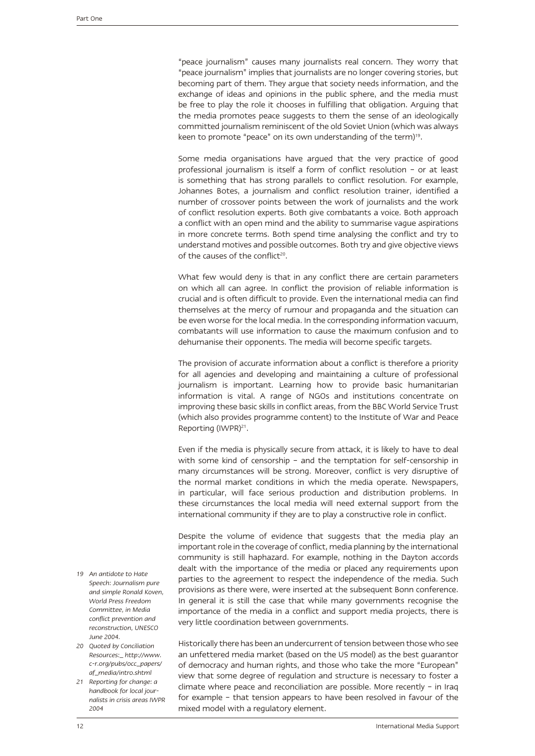"peace journalism" causes many journalists real concern. They worry that "peace journalism" implies that journalists are no longer covering stories, but becoming part of them. They argue that society needs information, and the exchange of ideas and opinions in the public sphere, and the media must be free to play the role it chooses in fulfilling that obligation. Arguing that the media promotes peace suggests to them the sense of an ideologically committed journalism reminiscent of the old Soviet Union (which was always keen to promote "peace" on its own understanding of the term)[19].

Some media organisations have argued that the very practice of good professional journalism is itself a form of conflict resolution – or at least is something that has strong parallels to conflict resolution. For example, Johannes Botes, a journalism and conflict resolution trainer, identified a number of crossover points between the work of journalists and the work of conflict resolution experts. Both give combatants a voice. Both approach a conflict with an open mind and the ability to summarise vague aspirations in more concrete terms. Both spend time analysing the conflict and try to understand motives and possible outcomes. Both try and give objective views of the causes of the conflict[20].

What few would deny is that in any conflict there are certain parameters on which all can agree. In conflict the provision of reliable information is crucial and is often difficult to provide. Even the international media can find themselves at the mercy of rumour and propaganda and the situation can be even worse for the local media. In the corresponding information vacuum, combatants will use information to cause the maximum confusion and to dehumanise their opponents. The media will become specific targets.

The provision of accurate information about a conflict is therefore a priority for all agencies and developing and maintaining a culture of professional journalism is important. Learning how to provide basic humanitarian information is vital. A range of NGOs and institutions concentrate on improving these basic skills in conflict areas, from the BBC World Service Trust (which also provides programme content) to the Institute of War and Peace Reporting (IWPR)[21].

Even if the media is physically secure from attack, it is likely to have to deal with some kind of censorship – and the temptation for self-censorship in many circumstances will be strong. Moreover, conflict is very disruptive of the normal market conditions in which the media operate. Newspapers, in particular, will face serious production and distribution problems. In these circumstances the local media will need external support from the international community if they are to play a constructive role in conflict.

Despite the volume of evidence that suggests that the media play an important role in the coverage of conflict, media planning by the international community is still haphazard. For example, nothing in the Dayton accords dealt with the importance of the media or placed any requirements upon parties to the agreement to respect the independence of the media. Such provisions as there were, were inserted at the subsequent Bonn conference. In general it is still the case that while many governments recognise the importance of the media in a conflict and support media projects, there is very little coordination between governments.

Historically there has been an undercurrent of tension between those who see an unfettered media market (based on the US model) as the best guarantor of democracy and human rights, and those who take the more "European" view that some degree of regulation and structure is necessary to foster a climate where peace and reconciliation are possible. More recently – in Iraq for example – that tension appears to have been resolved in favour of the mixed model with a regulatory element.

*19 An antidote to Hate Speech: Journalism pure and simple Ronald Koven, World Press Freedom Committee, in Media conflict prevention and reconstruction, UNESCO June 2004.*

*20 Quoted by Conciliation Resources:_ http://www.c-r.org/pubs/occ_papers/af_media/intro.shtml*

*21 Reporting for change: a handbook for local journalists in crisis areas IWPR 2004*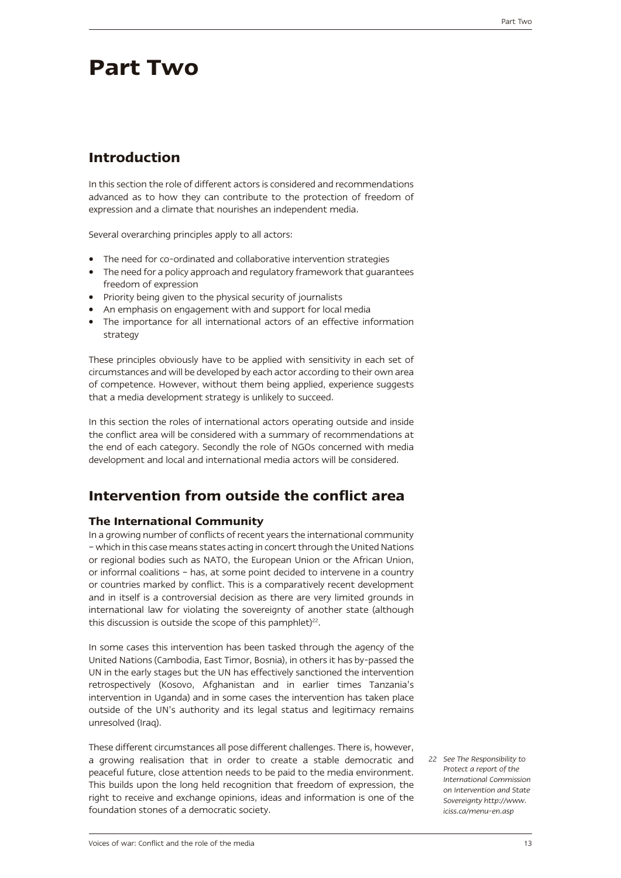# Part Two

## Introduction

In this section the role of different actors is considered and recommendations advanced as to how they can contribute to the protection of freedom of expression and a climate that nourishes an independent media.

Several overarching principles apply to all actors:

- The need for co-ordinated and collaborative intervention strategies
- The need for a policy approach and regulatory framework that guarantees freedom of expression
- Priority being given to the physical security of journalists
- An emphasis on engagement with and support for local media
- The importance for all international actors of an effective information strategy

These principles obviously have to be applied with sensitivity in each set of circumstances and will be developed by each actor according to their own area of competence. However, without them being applied, experience suggests that a media development strategy is unlikely to succeed.

In this section the roles of international actors operating outside and inside the conflict area will be considered with a summary of recommendations at the end of each category. Secondly the role of NGOs concerned with media development and local and international media actors will be considered.

## Intervention from outside the conflict area

### The International Community

In a growing number of conflicts of recent years the international community – which in this case means states acting in concert through the United Nations or regional bodies such as NATO, the European Union or the African Union, or informal coalitions – has, at some point decided to intervene in a country or countries marked by conflict. This is a comparatively recent development and in itself is a controversial decision as there are very limited grounds in international law for violating the sovereignty of another state (although this discussion is outside the scope of this pamphlet)[22].

In some cases this intervention has been tasked through the agency of the United Nations (Cambodia, East Timor, Bosnia), in others it has by-passed the UN in the early stages but the UN has effectively sanctioned the intervention retrospectively (Kosovo, Afghanistan and in earlier times Tanzania's intervention in Uganda) and in some cases the intervention has taken place outside of the UN's authority and its legal status and legitimacy remains unresolved (Iraq).

These different circumstances all pose different challenges. There is, however, a growing realisation that in order to create a stable democratic and peaceful future, close attention needs to be paid to the media environment. This builds upon the long held recognition that freedom of expression, the right to receive and exchange opinions, ideas and information is one of the foundation stones of a democratic society.

*22 See The Responsibility to Protect a report of the International Commission on Intervention and State Sovereignty http://www.iciss.ca/menu-en.asp*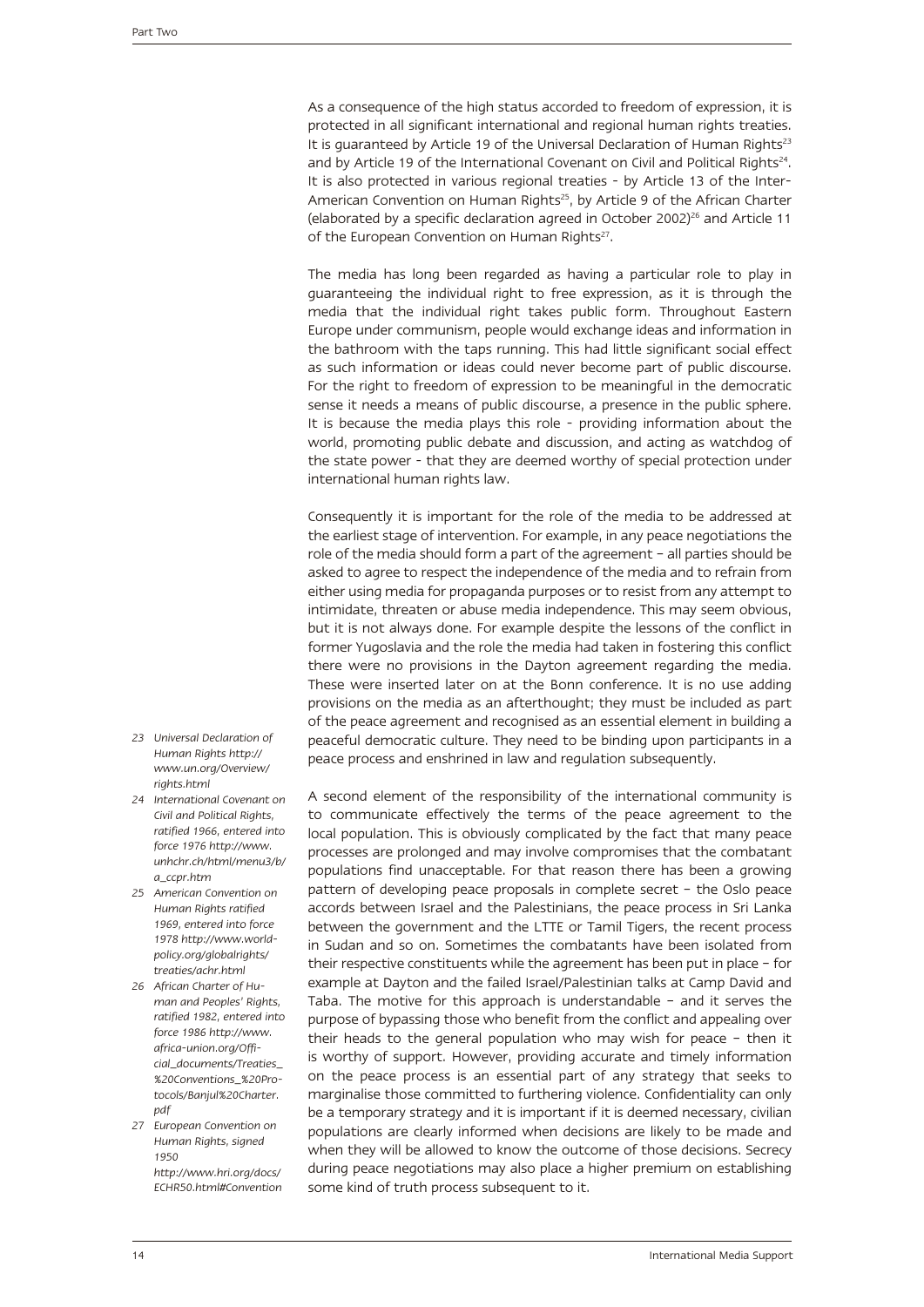As a consequence of the high status accorded to freedom of expression, it is protected in all significant international and regional human rights treaties. It is guaranteed by Article 19 of the Universal Declaration of Human Rights[23] and by Article 19 of the International Covenant on Civil and Political Rights[24]. It is also protected in various regional treaties - by Article 13 of the Inter-American Convention on Human Rights[25], by Article 9 of the African Charter (elaborated by a specific declaration agreed in October 2002)[26] and Article 11 of the European Convention on Human Rights[27].

The media has long been regarded as having a particular role to play in guaranteeing the individual right to free expression, as it is through the media that the individual right takes public form. Throughout Eastern Europe under communism, people would exchange ideas and information in the bathroom with the taps running. This had little significant social effect as such information or ideas could never become part of public discourse. For the right to freedom of expression to be meaningful in the democratic sense it needs a means of public discourse, a presence in the public sphere. It is because the media plays this role - providing information about the world, promoting public debate and discussion, and acting as watchdog of the state power - that they are deemed worthy of special protection under international human rights law.

Consequently it is important for the role of the media to be addressed at the earliest stage of intervention. For example, in any peace negotiations the role of the media should form a part of the agreement – all parties should be asked to agree to respect the independence of the media and to refrain from either using media for propaganda purposes or to resist from any attempt to intimidate, threaten or abuse media independence. This may seem obvious, but it is not always done. For example despite the lessons of the conflict in former Yugoslavia and the role the media had taken in fostering this conflict there were no provisions in the Dayton agreement regarding the media. These were inserted later on at the Bonn conference. It is no use adding provisions on the media as an afterthought; they must be included as part of the peace agreement and recognised as an essential element in building a peaceful democratic culture. They need to be binding upon participants in a peace process and enshrined in law and regulation subsequently.

A second element of the responsibility of the international community is to communicate effectively the terms of the peace agreement to the local population. This is obviously complicated by the fact that many peace processes are prolonged and may involve compromises that the combatant populations find unacceptable. For that reason there has been a growing pattern of developing peace proposals in complete secret – the Oslo peace accords between Israel and the Palestinians, the peace process in Sri Lanka between the government and the LTTE or Tamil Tigers, the recent process in Sudan and so on. Sometimes the combatants have been isolated from their respective constituents while the agreement has been put in place – for example at Dayton and the failed Israel/Palestinian talks at Camp David and Taba. The motive for this approach is understandable – and it serves the purpose of bypassing those who benefit from the conflict and appealing over their heads to the general population who may wish for peace – then it is worthy of support. However, providing accurate and timely information on the peace process is an essential part of any strategy that seeks to marginalise those committed to furthering violence. Confidentiality can only be a temporary strategy and it is important if it is deemed necessary, civilian populations are clearly informed when decisions are likely to be made and when they will be allowed to know the outcome of those decisions. Secrecy during peace negotiations may also place a higher premium on establishing some kind of truth process subsequent to it.

---

*23 Universal Declaration of Human Rights http://www.un.org/Overview/rights.html*

*24 International Covenant on Civil and Political Rights, ratified 1966, entered into force 1976 http://www.unhchr.ch/html/menu3/b/a_ccpr.htm*

*25 American Convention on Human Rights ratified 1969, entered into force 1978 http://www.worldpolicy.org/globalrights/treaties/achr.html*

*26 African Charter of Human and Peoples' Rights, ratified 1982, entered into force 1986 http://www.africa-union.org/Official_documents/Treaties_%20Conventions_%20Protocols/Banjul%20Charter.pdf*

*27 European Convention on Human Rights, signed 1950 http://www.hri.org/docs/ECHR50.html#Convention*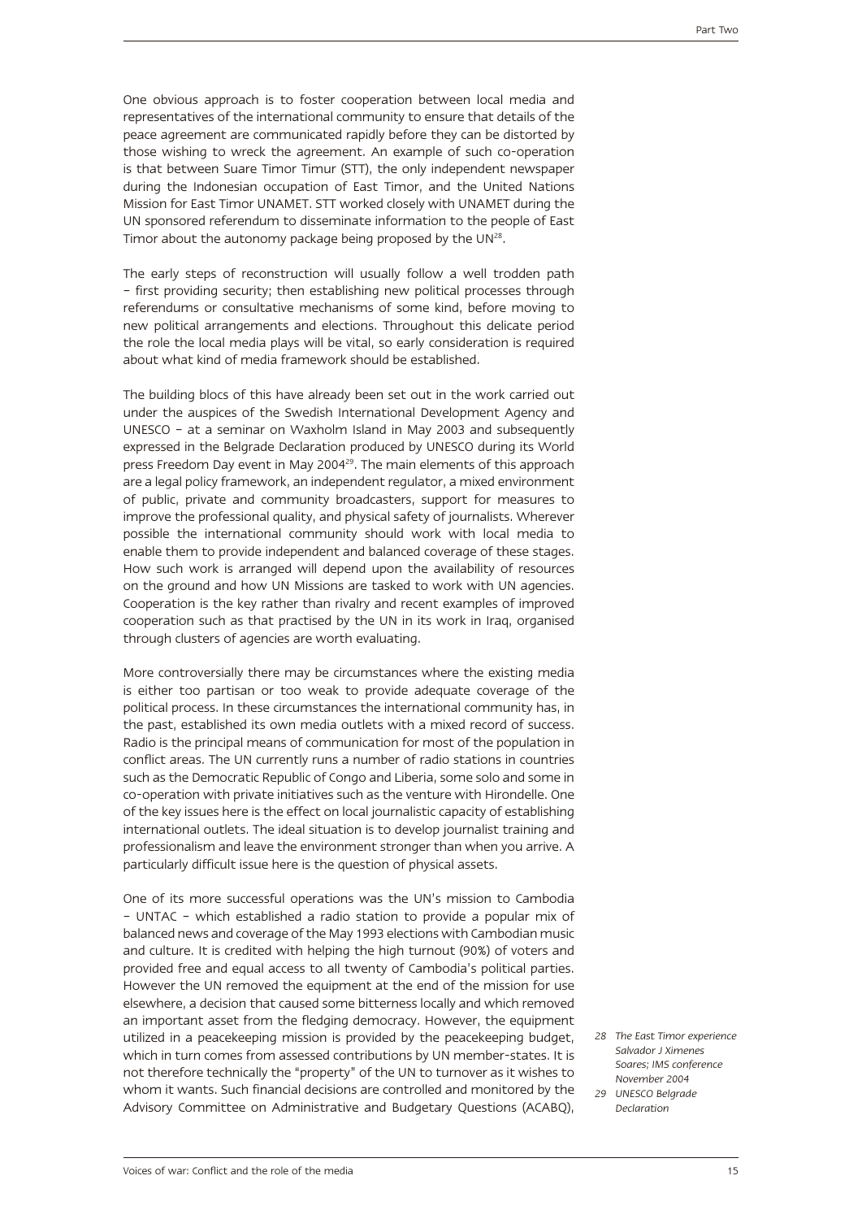One obvious approach is to foster cooperation between local media and representatives of the international community to ensure that details of the peace agreement are communicated rapidly before they can be distorted by those wishing to wreck the agreement. An example of such co-operation is that between Suare Timor Timur (STT), the only independent newspaper during the Indonesian occupation of East Timor, and the United Nations Mission for East Timor UNAMET. STT worked closely with UNAMET during the UN sponsored referendum to disseminate information to the people of East Timor about the autonomy package being proposed by the UN[28].

The early steps of reconstruction will usually follow a well trodden path – first providing security; then establishing new political processes through referendums or consultative mechanisms of some kind, before moving to new political arrangements and elections. Throughout this delicate period the role the local media plays will be vital, so early consideration is required about what kind of media framework should be established.

The building blocs of this have already been set out in the work carried out under the auspices of the Swedish International Development Agency and UNESCO – at a seminar on Waxholm Island in May 2003 and subsequently expressed in the Belgrade Declaration produced by UNESCO during its World press Freedom Day event in May 2004[29]. The main elements of this approach are a legal policy framework, an independent regulator, a mixed environment of public, private and community broadcasters, support for measures to improve the professional quality, and physical safety of journalists. Wherever possible the international community should work with local media to enable them to provide independent and balanced coverage of these stages. How such work is arranged will depend upon the availability of resources on the ground and how UN Missions are tasked to work with UN agencies. Cooperation is the key rather than rivalry and recent examples of improved cooperation such as that practised by the UN in its work in Iraq, organised through clusters of agencies are worth evaluating.

More controversially there may be circumstances where the existing media is either too partisan or too weak to provide adequate coverage of the political process. In these circumstances the international community has, in the past, established its own media outlets with a mixed record of success. Radio is the principal means of communication for most of the population in conflict areas. The UN currently runs a number of radio stations in countries such as the Democratic Republic of Congo and Liberia, some solo and some in co-operation with private initiatives such as the venture with Hirondelle. One of the key issues here is the effect on local journalistic capacity of establishing international outlets. The ideal situation is to develop journalist training and professionalism and leave the environment stronger than when you arrive. A particularly difficult issue here is the question of physical assets.

One of its more successful operations was the UN's mission to Cambodia – UNTAC – which established a radio station to provide a popular mix of balanced news and coverage of the May 1993 elections with Cambodian music and culture. It is credited with helping the high turnout (90%) of voters and provided free and equal access to all twenty of Cambodia's political parties. However the UN removed the equipment at the end of the mission for use elsewhere, a decision that caused some bitterness locally and which removed an important asset from the fledging democracy. However, the equipment utilized in a peacekeeping mission is provided by the peacekeeping budget, which in turn comes from assessed contributions by UN member-states. It is not therefore technically the "property" of the UN to turnover as it wishes to whom it wants. Such financial decisions are controlled and monitored by the Advisory Committee on Administrative and Budgetary Questions (ACABQ),

*28 The East Timor experience Salvador J Ximenes Soares; IMS conference November 2004*

*29 UNESCO Belgrade Declaration*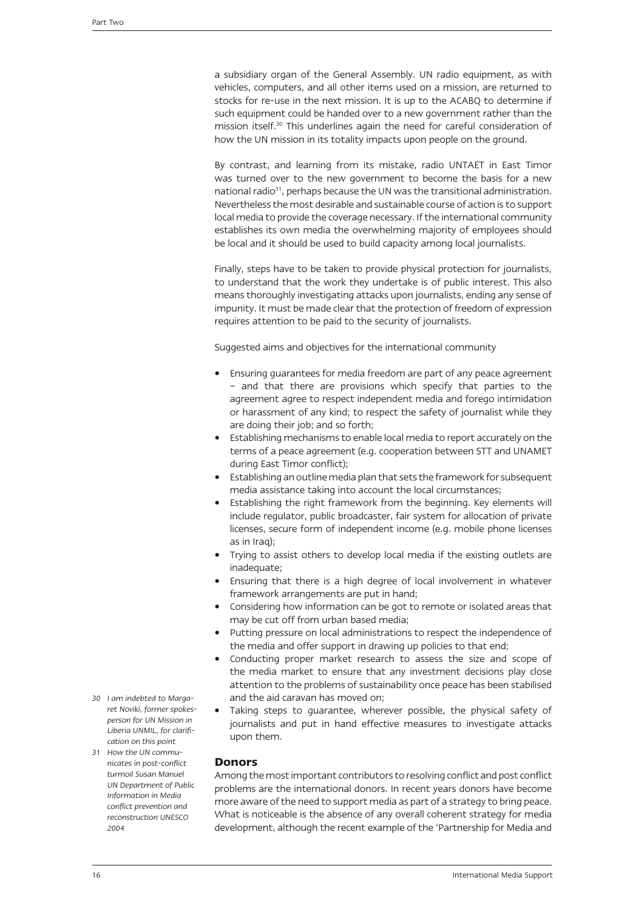a subsidiary organ of the General Assembly. UN radio equipment, as with vehicles, computers, and all other items used on a mission, are returned to stocks for re-use in the next mission. It is up to the ACABQ to determine if such equipment could be handed over to a new government rather than the mission itself.[30] This underlines again the need for careful consideration of how the UN mission in its totality impacts upon people on the ground.

By contrast, and learning from its mistake, radio UNTAET in East Timor was turned over to the new government to become the basis for a new national radio[31], perhaps because the UN was the transitional administration. Nevertheless the most desirable and sustainable course of action is to support local media to provide the coverage necessary. If the international community establishes its own media the overwhelming majority of employees should be local and it should be used to build capacity among local journalists.

Finally, steps have to be taken to provide physical protection for journalists, to understand that the work they undertake is of public interest. This also means thoroughly investigating attacks upon journalists, ending any sense of impunity. It must be made clear that the protection of freedom of expression requires attention to be paid to the security of journalists.

Suggested aims and objectives for the international community

- Ensuring guarantees for media freedom are part of any peace agreement – and that there are provisions which specify that parties to the agreement agree to respect independent media and forego intimidation or harassment of any kind; to respect the safety of journalist while they are doing their job; and so forth;
- Establishing mechanisms to enable local media to report accurately on the terms of a peace agreement (e.g. cooperation between STT and UNAMET during East Timor conflict);
- Establishing an outline media plan that sets the framework for subsequent media assistance taking into account the local circumstances;
- Establishing the right framework from the beginning. Key elements will include regulator, public broadcaster, fair system for allocation of private licenses, secure form of independent income (e.g. mobile phone licenses as in Iraq);
- Trying to assist others to develop local media if the existing outlets are inadequate;
- Ensuring that there is a high degree of local involvement in whatever framework arrangements are put in hand;
- Considering how information can be got to remote or isolated areas that may be cut off from urban based media;
- Putting pressure on local administrations to respect the independence of the media and offer support in drawing up policies to that end;
- Conducting proper market research to assess the size and scope of the media market to ensure that any investment decisions play close attention to the problems of sustainability once peace has been stabilised and the aid caravan has moved on;
- Taking steps to guarantee, wherever possible, the physical safety of journalists and put in hand effective measures to investigate attacks upon them.

## Donors

Among the most important contributors to resolving conflict and post conflict problems are the international donors. In recent years donors have become more aware of the need to support media as part of a strategy to bring peace. What is noticeable is the absence of any overall coherent strategy for media development, although the recent example of the 'Partnership for Media and

*30 I am indebted to Margaret Noviki, former spokesperson for UN Mission in Liberia UNMIL, for clarification on this point*

*31 How the UN communicates in post-conflict turmoil Susan Manuel UN Department of Public Information in Media conflict prevention and reconstruction UNESCO 2004*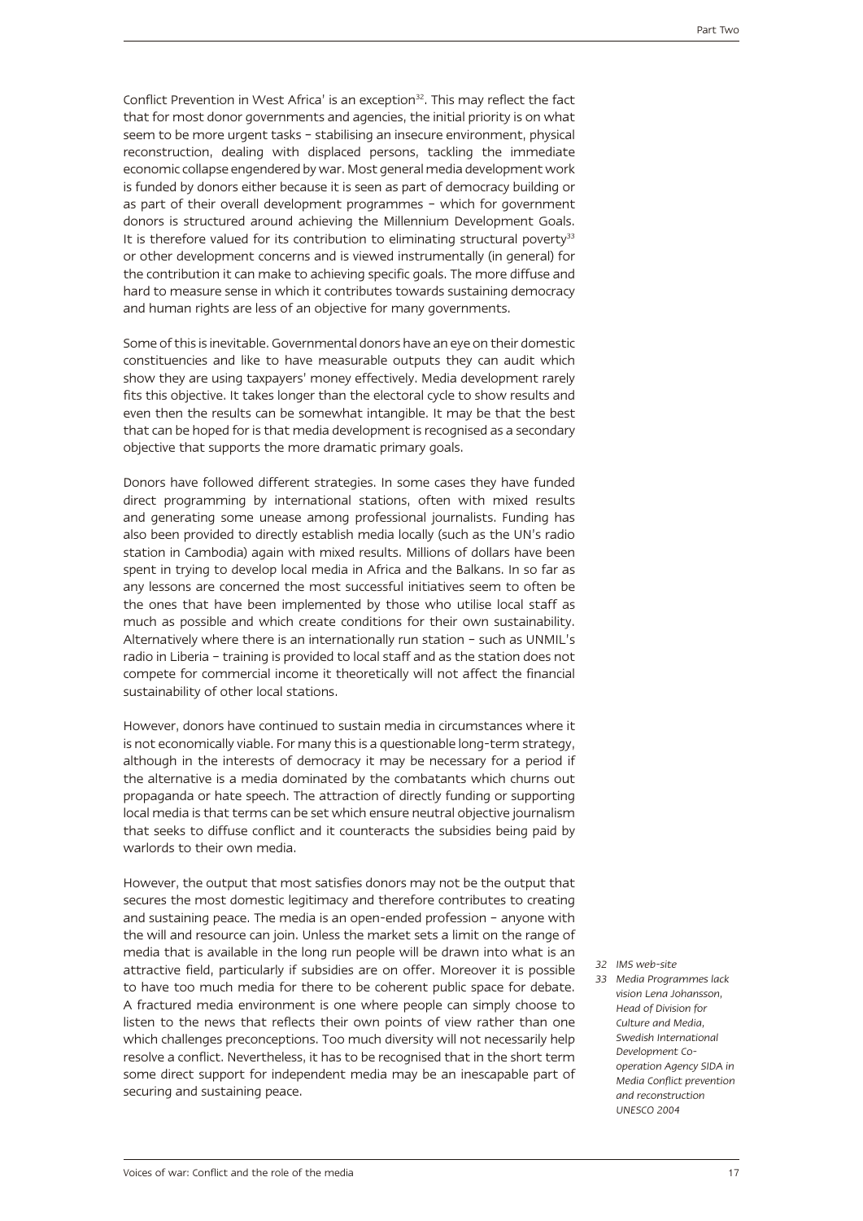Conflict Prevention in West Africa' is an exception[32]. This may reflect the fact that for most donor governments and agencies, the initial priority is on what seem to be more urgent tasks – stabilising an insecure environment, physical reconstruction, dealing with displaced persons, tackling the immediate economic collapse engendered by war. Most general media development work is funded by donors either because it is seen as part of democracy building or as part of their overall development programmes – which for government donors is structured around achieving the Millennium Development Goals. It is therefore valued for its contribution to eliminating structural poverty[33] or other development concerns and is viewed instrumentally (in general) for the contribution it can make to achieving specific goals. The more diffuse and hard to measure sense in which it contributes towards sustaining democracy and human rights are less of an objective for many governments.

Some of this is inevitable. Governmental donors have an eye on their domestic constituencies and like to have measurable outputs they can audit which show they are using taxpayers' money effectively. Media development rarely fits this objective. It takes longer than the electoral cycle to show results and even then the results can be somewhat intangible. It may be that the best that can be hoped for is that media development is recognised as a secondary objective that supports the more dramatic primary goals.

Donors have followed different strategies. In some cases they have funded direct programming by international stations, often with mixed results and generating some unease among professional journalists. Funding has also been provided to directly establish media locally (such as the UN's radio station in Cambodia) again with mixed results. Millions of dollars have been spent in trying to develop local media in Africa and the Balkans. In so far as any lessons are concerned the most successful initiatives seem to often be the ones that have been implemented by those who utilise local staff as much as possible and which create conditions for their own sustainability. Alternatively where there is an internationally run station – such as UNMIL's radio in Liberia – training is provided to local staff and as the station does not compete for commercial income it theoretically will not affect the financial sustainability of other local stations.

However, donors have continued to sustain media in circumstances where it is not economically viable. For many this is a questionable long-term strategy, although in the interests of democracy it may be necessary for a period if the alternative is a media dominated by the combatants which churns out propaganda or hate speech. The attraction of directly funding or supporting local media is that terms can be set which ensure neutral objective journalism that seeks to diffuse conflict and it counteracts the subsidies being paid by warlords to their own media.

However, the output that most satisfies donors may not be the output that secures the most domestic legitimacy and therefore contributes to creating and sustaining peace. The media is an open-ended profession – anyone with the will and resource can join. Unless the market sets a limit on the range of media that is available in the long run people will be drawn into what is an attractive field, particularly if subsidies are on offer. Moreover it is possible to have too much media for there to be coherent public space for debate. A fractured media environment is one where people can simply choose to listen to the news that reflects their own points of view rather than one which challenges preconceptions. Too much diversity will not necessarily help resolve a conflict. Nevertheless, it has to be recognised that in the short term some direct support for independent media may be an inescapable part of securing and sustaining peace.

*32 IMS web-site*

*33 Media Programmes lack vision Lena Johansson, Head of Division for Culture and Media, Swedish International Development Co-operation Agency SIDA in Media Conflict prevention and reconstruction UNESCO 2004*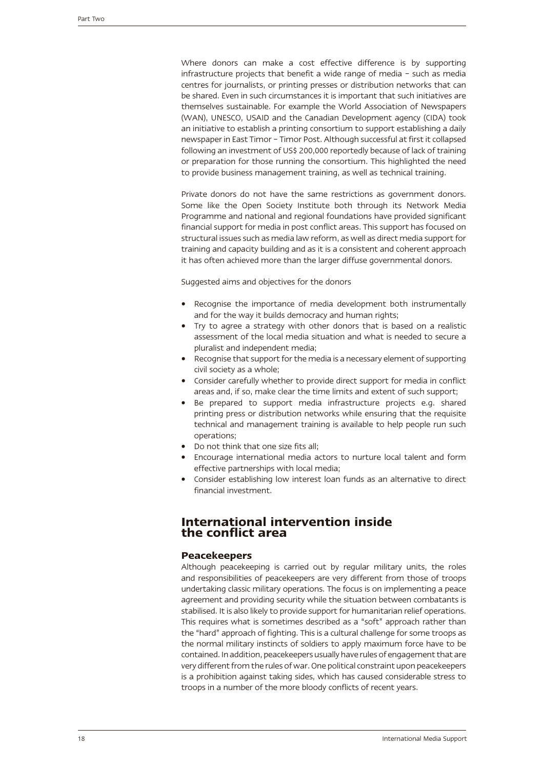Where donors can make a cost effective difference is by supporting infrastructure projects that benefit a wide range of media – such as media centres for journalists, or printing presses or distribution networks that can be shared. Even in such circumstances it is important that such initiatives are themselves sustainable. For example the World Association of Newspapers (WAN), UNESCO, USAID and the Canadian Development agency (CIDA) took an initiative to establish a printing consortium to support establishing a daily newspaper in East Timor – Timor Post. Although successful at first it collapsed following an investment of US$ 200,000 reportedly because of lack of training or preparation for those running the consortium. This highlighted the need to provide business management training, as well as technical training.

Private donors do not have the same restrictions as government donors. Some like the Open Society Institute both through its Network Media Programme and national and regional foundations have provided significant financial support for media in post conflict areas. This support has focused on structural issues such as media law reform, as well as direct media support for training and capacity building and as it is a consistent and coherent approach it has often achieved more than the larger diffuse governmental donors.

Suggested aims and objectives for the donors

- Recognise the importance of media development both instrumentally and for the way it builds democracy and human rights;
- Try to agree a strategy with other donors that is based on a realistic assessment of the local media situation and what is needed to secure a pluralist and independent media;
- Recognise that support for the media is a necessary element of supporting civil society as a whole;
- Consider carefully whether to provide direct support for media in conflict areas and, if so, make clear the time limits and extent of such support;
- Be prepared to support media infrastructure projects e.g. shared printing press or distribution networks while ensuring that the requisite technical and management training is available to help people run such operations;
- Do not think that one size fits all;
- Encourage international media actors to nurture local talent and form effective partnerships with local media;
- Consider establishing low interest loan funds as an alternative to direct financial investment.

## International intervention inside the conflict area

### Peacekeepers

Although peacekeeping is carried out by regular military units, the roles and responsibilities of peacekeepers are very different from those of troops undertaking classic military operations. The focus is on implementing a peace agreement and providing security while the situation between combatants is stabilised. It is also likely to provide support for humanitarian relief operations. This requires what is sometimes described as a "soft" approach rather than the "hard" approach of fighting. This is a cultural challenge for some troops as the normal military instincts of soldiers to apply maximum force have to be contained. In addition, peacekeepers usually have rules of engagement that are very different from the rules of war. One political constraint upon peacekeepers is a prohibition against taking sides, which has caused considerable stress to troops in a number of the more bloody conflicts of recent years.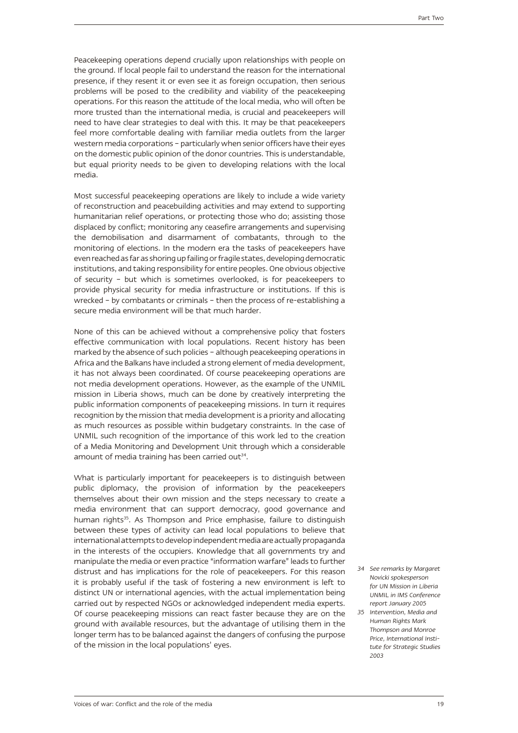Peacekeeping operations depend crucially upon relationships with people on the ground. If local people fail to understand the reason for the international presence, if they resent it or even see it as foreign occupation, then serious problems will be posed to the credibility and viability of the peacekeeping operations. For this reason the attitude of the local media, who will often be more trusted than the international media, is crucial and peacekeepers will need to have clear strategies to deal with this. It may be that peacekeepers feel more comfortable dealing with familiar media outlets from the larger western media corporations – particularly when senior officers have their eyes on the domestic public opinion of the donor countries. This is understandable, but equal priority needs to be given to developing relations with the local media.

Most successful peacekeeping operations are likely to include a wide variety of reconstruction and peacebuilding activities and may extend to supporting humanitarian relief operations, or protecting those who do; assisting those displaced by conflict; monitoring any ceasefire arrangements and supervising the demobilisation and disarmament of combatants, through to the monitoring of elections. In the modern era the tasks of peacekeepers have even reached as far as shoring up failing or fragile states, developing democratic institutions, and taking responsibility for entire peoples. One obvious objective of security – but which is sometimes overlooked, is for peacekeepers to provide physical security for media infrastructure or institutions. If this is wrecked – by combatants or criminals – then the process of re-establishing a secure media environment will be that much harder.

None of this can be achieved without a comprehensive policy that fosters effective communication with local populations. Recent history has been marked by the absence of such policies – although peacekeeping operations in Africa and the Balkans have included a strong element of media development, it has not always been coordinated. Of course peacekeeping operations are not media development operations. However, as the example of the UNMIL mission in Liberia shows, much can be done by creatively interpreting the public information components of peacekeeping missions. In turn it requires recognition by the mission that media development is a priority and allocating as much resources as possible within budgetary constraints. In the case of UNMIL such recognition of the importance of this work led to the creation of a Media Monitoring and Development Unit through which a considerable amount of media training has been carried out[34].

What is particularly important for peacekeepers is to distinguish between public diplomacy, the provision of information by the peacekeepers themselves about their own mission and the steps necessary to create a media environment that can support democracy, good governance and human rights[35]. As Thompson and Price emphasise, failure to distinguish between these types of activity can lead local populations to believe that international attempts to develop independent media are actually propaganda in the interests of the occupiers. Knowledge that all governments try and manipulate the media or even practice "information warfare" leads to further distrust and has implications for the role of peacekeepers. For this reason it is probably useful if the task of fostering a new environment is left to distinct UN or international agencies, with the actual implementation being carried out by respected NGOs or acknowledged independent media experts. Of course peacekeeping missions can react faster because they are on the ground with available resources, but the advantage of utilising them in the longer term has to be balanced against the dangers of confusing the purpose of the mission in the local populations' eyes.

*34 See remarks by Margaret Novicki spokesperson for UN Mission in Liberia UNMIL in IMS Conference report January 2005*

*35 Intervention, Media and Human Rights Mark Thompson and Monroe Price, International Institute for Strategic Studies 2003*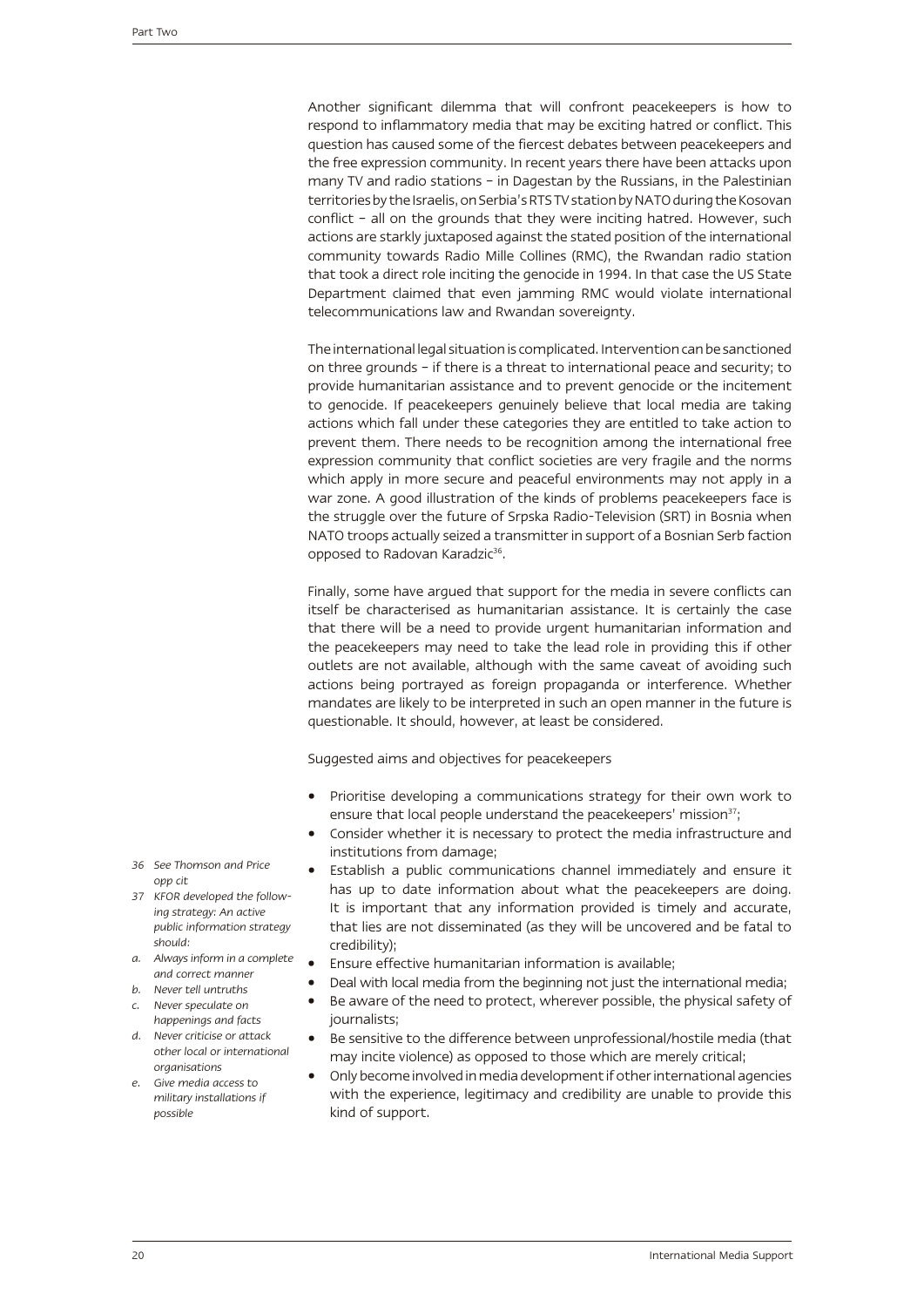Another significant dilemma that will confront peacekeepers is how to respond to inflammatory media that may be exciting hatred or conflict. This question has caused some of the fiercest debates between peacekeepers and the free expression community. In recent years there have been attacks upon many TV and radio stations – in Dagestan by the Russians, in the Palestinian territories by the Israelis, on Serbia's RTS TV station by NATO during the Kosovan conflict – all on the grounds that they were inciting hatred. However, such actions are starkly juxtaposed against the stated position of the international community towards Radio Mille Collines (RMC), the Rwandan radio station that took a direct role inciting the genocide in 1994. In that case the US State Department claimed that even jamming RMC would violate international telecommunications law and Rwandan sovereignty.

The international legal situation is complicated. Intervention can be sanctioned on three grounds – if there is a threat to international peace and security; to provide humanitarian assistance and to prevent genocide or the incitement to genocide. If peacekeepers genuinely believe that local media are taking actions which fall under these categories they are entitled to take action to prevent them. There needs to be recognition among the international free expression community that conflict societies are very fragile and the norms which apply in more secure and peaceful environments may not apply in a war zone. A good illustration of the kinds of problems peacekeepers face is the struggle over the future of Srpska Radio-Television (SRT) in Bosnia when NATO troops actually seized a transmitter in support of a Bosnian Serb faction opposed to Radovan Karadzic[36].

Finally, some have argued that support for the media in severe conflicts can itself be characterised as humanitarian assistance. It is certainly the case that there will be a need to provide urgent humanitarian information and the peacekeepers may need to take the lead role in providing this if other outlets are not available, although with the same caveat of avoiding such actions being portrayed as foreign propaganda or interference. Whether mandates are likely to be interpreted in such an open manner in the future is questionable. It should, however, at least be considered.

Suggested aims and objectives for peacekeepers

- Prioritise developing a communications strategy for their own work to ensure that local people understand the peacekeepers' mission[37];
- Consider whether it is necessary to protect the media infrastructure and institutions from damage;
- Establish a public communications channel immediately and ensure it has up to date information about what the peacekeepers are doing. It is important that any information provided is timely and accurate, that lies are not disseminated (as they will be uncovered and be fatal to credibility);
- Ensure effective humanitarian information is available;
- Deal with local media from the beginning not just the international media;
- Be aware of the need to protect, wherever possible, the physical safety of journalists;
- Be sensitive to the difference between unprofessional/hostile media (that may incite violence) as opposed to those which are merely critical;
- Only become involved in media development if other international agencies with the experience, legitimacy and credibility are unable to provide this kind of support.

*36 See Thomson and Price opp cit*

*37 KFOR developed the following strategy: An active public information strategy should:*

*a. Always inform in a complete and correct manner*

*b. Never tell untruths*

*c. Never speculate on happenings and facts*

*d. Never criticise or attack other local or international organisations*

*e. Give media access to military installations if possible*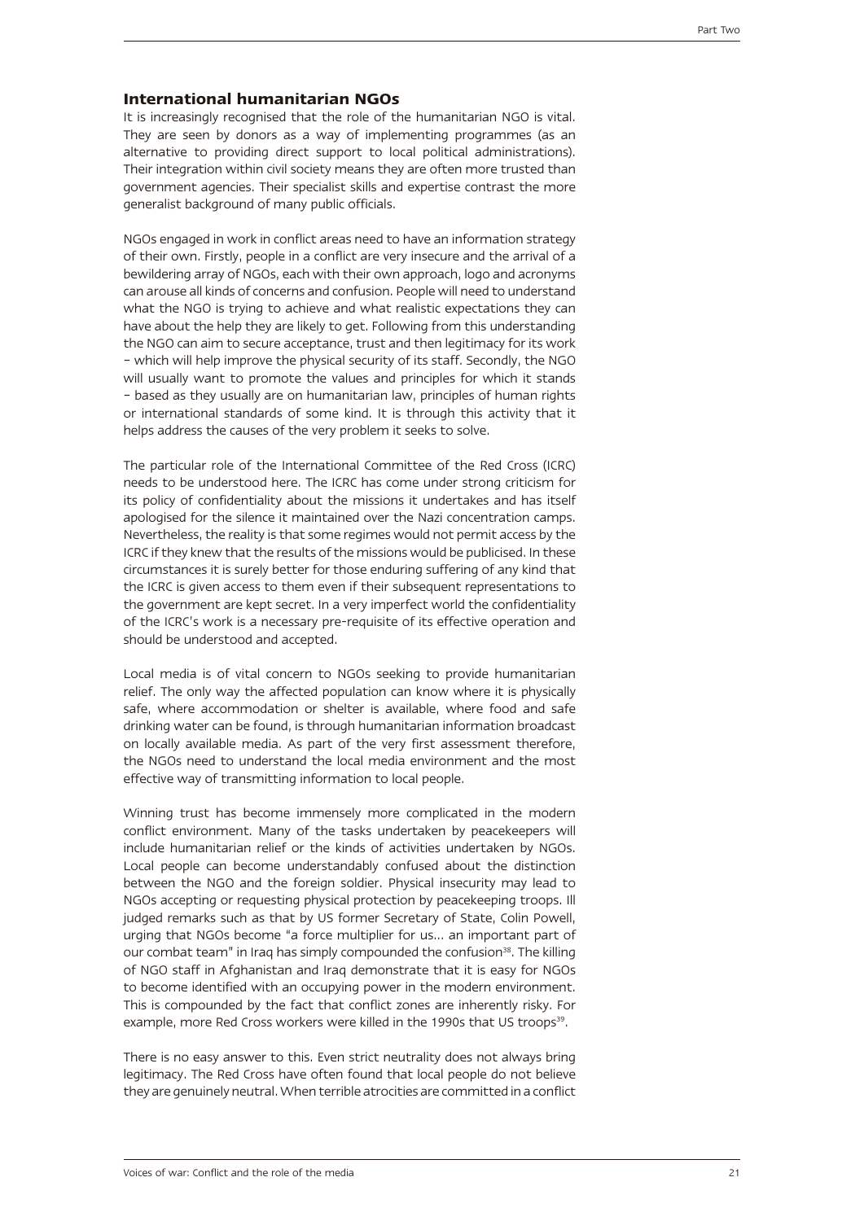### International humanitarian NGOs

It is increasingly recognised that the role of the humanitarian NGO is vital. They are seen by donors as a way of implementing programmes (as an alternative to providing direct support to local political administrations). Their integration within civil society means they are often more trusted than government agencies. Their specialist skills and expertise contrast the more generalist background of many public officials.

NGOs engaged in work in conflict areas need to have an information strategy of their own. Firstly, people in a conflict are very insecure and the arrival of a bewildering array of NGOs, each with their own approach, logo and acronyms can arouse all kinds of concerns and confusion. People will need to understand what the NGO is trying to achieve and what realistic expectations they can have about the help they are likely to get. Following from this understanding the NGO can aim to secure acceptance, trust and then legitimacy for its work – which will help improve the physical security of its staff. Secondly, the NGO will usually want to promote the values and principles for which it stands – based as they usually are on humanitarian law, principles of human rights or international standards of some kind. It is through this activity that it helps address the causes of the very problem it seeks to solve.

The particular role of the International Committee of the Red Cross (ICRC) needs to be understood here. The ICRC has come under strong criticism for its policy of confidentiality about the missions it undertakes and has itself apologised for the silence it maintained over the Nazi concentration camps. Nevertheless, the reality is that some regimes would not permit access by the ICRC if they knew that the results of the missions would be publicised. In these circumstances it is surely better for those enduring suffering of any kind that the ICRC is given access to them even if their subsequent representations to the government are kept secret. In a very imperfect world the confidentiality of the ICRC's work is a necessary pre-requisite of its effective operation and should be understood and accepted.

Local media is of vital concern to NGOs seeking to provide humanitarian relief. The only way the affected population can know where it is physically safe, where accommodation or shelter is available, where food and safe drinking water can be found, is through humanitarian information broadcast on locally available media. As part of the very first assessment therefore, the NGOs need to understand the local media environment and the most effective way of transmitting information to local people.

Winning trust has become immensely more complicated in the modern conflict environment. Many of the tasks undertaken by peacekeepers will include humanitarian relief or the kinds of activities undertaken by NGOs. Local people can become understandably confused about the distinction between the NGO and the foreign soldier. Physical insecurity may lead to NGOs accepting or requesting physical protection by peacekeeping troops. Ill judged remarks such as that by US former Secretary of State, Colin Powell, urging that NGOs become "a force multiplier for us… an important part of our combat team" in Iraq has simply compounded the confusion[38]. The killing of NGO staff in Afghanistan and Iraq demonstrate that it is easy for NGOs to become identified with an occupying power in the modern environment. This is compounded by the fact that conflict zones are inherently risky. For example, more Red Cross workers were killed in the 1990s that US troops[39].

There is no easy answer to this. Even strict neutrality does not always bring legitimacy. The Red Cross have often found that local people do not believe they are genuinely neutral. When terrible atrocities are committed in a conflict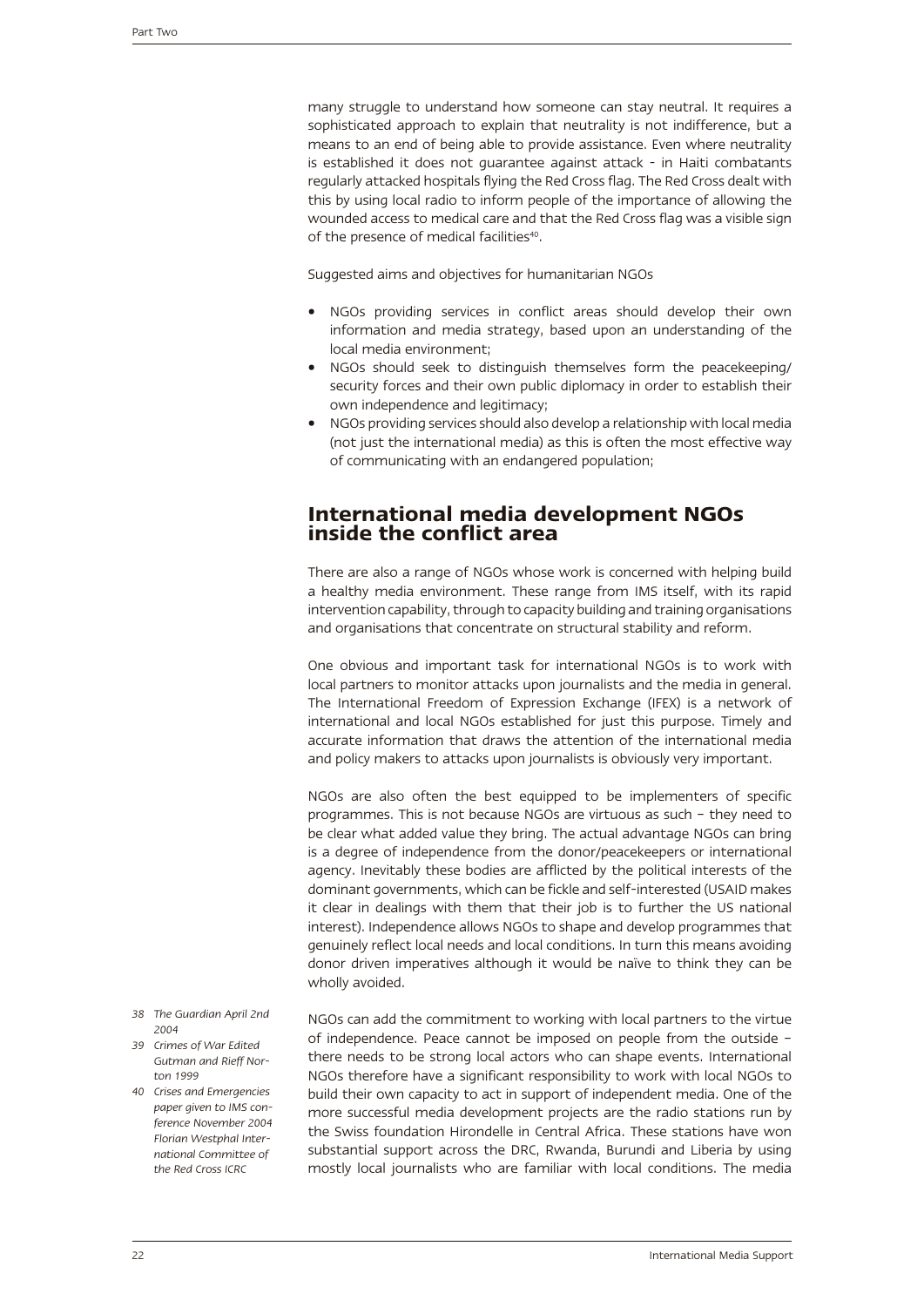many struggle to understand how someone can stay neutral. It requires a sophisticated approach to explain that neutrality is not indifference, but a means to an end of being able to provide assistance. Even where neutrality is established it does not guarantee against attack - in Haiti combatants regularly attacked hospitals flying the Red Cross flag. The Red Cross dealt with this by using local radio to inform people of the importance of allowing the wounded access to medical care and that the Red Cross flag was a visible sign of the presence of medical facilities[40].

Suggested aims and objectives for humanitarian NGOs

- NGOs providing services in conflict areas should develop their own information and media strategy, based upon an understanding of the local media environment;
- NGOs should seek to distinguish themselves form the peacekeeping/ security forces and their own public diplomacy in order to establish their own independence and legitimacy;
- NGOs providing services should also develop a relationship with local media (not just the international media) as this is often the most effective way of communicating with an endangered population;

## International media development NGOs inside the conflict area

There are also a range of NGOs whose work is concerned with helping build a healthy media environment. These range from IMS itself, with its rapid intervention capability, through to capacity building and training organisations and organisations that concentrate on structural stability and reform.

One obvious and important task for international NGOs is to work with local partners to monitor attacks upon journalists and the media in general. The International Freedom of Expression Exchange (IFEX) is a network of international and local NGOs established for just this purpose. Timely and accurate information that draws the attention of the international media and policy makers to attacks upon journalists is obviously very important.

NGOs are also often the best equipped to be implementers of specific programmes. This is not because NGOs are virtuous as such – they need to be clear what added value they bring. The actual advantage NGOs can bring is a degree of independence from the donor/peacekeepers or international agency. Inevitably these bodies are afflicted by the political interests of the dominant governments, which can be fickle and self-interested (USAID makes it clear in dealings with them that their job is to further the US national interest). Independence allows NGOs to shape and develop programmes that genuinely reflect local needs and local conditions. In turn this means avoiding donor driven imperatives although it would be naïve to think they can be wholly avoided.

NGOs can add the commitment to working with local partners to the virtue of independence. Peace cannot be imposed on people from the outside – there needs to be strong local actors who can shape events. International NGOs therefore have a significant responsibility to work with local NGOs to build their own capacity to act in support of independent media. One of the more successful media development projects are the radio stations run by the Swiss foundation Hirondelle in Central Africa. These stations have won substantial support across the DRC, Rwanda, Burundi and Liberia by using mostly local journalists who are familiar with local conditions. The media

*38 The Guardian April 2nd 2004*

*39 Crimes of War Edited Gutman and Rieff Norton 1999*

*40 Crises and Emergencies paper given to IMS conference November 2004 Florian Westphal International Committee of the Red Cross ICRC*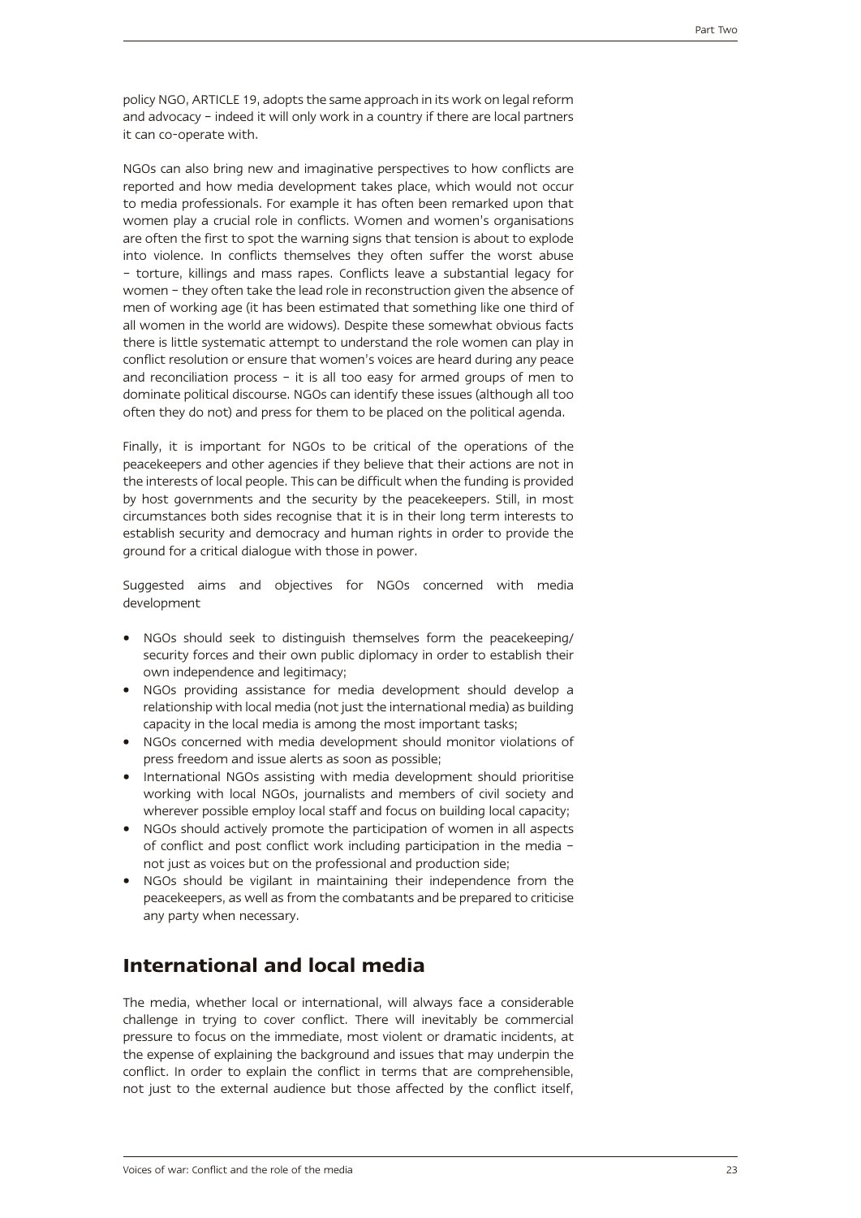policy NGO, ARTICLE 19, adopts the same approach in its work on legal reform and advocacy – indeed it will only work in a country if there are local partners it can co-operate with.

NGOs can also bring new and imaginative perspectives to how conflicts are reported and how media development takes place, which would not occur to media professionals. For example it has often been remarked upon that women play a crucial role in conflicts. Women and women's organisations are often the first to spot the warning signs that tension is about to explode into violence. In conflicts themselves they often suffer the worst abuse – torture, killings and mass rapes. Conflicts leave a substantial legacy for women – they often take the lead role in reconstruction given the absence of men of working age (it has been estimated that something like one third of all women in the world are widows). Despite these somewhat obvious facts there is little systematic attempt to understand the role women can play in conflict resolution or ensure that women's voices are heard during any peace and reconciliation process – it is all too easy for armed groups of men to dominate political discourse. NGOs can identify these issues (although all too often they do not) and press for them to be placed on the political agenda.

Finally, it is important for NGOs to be critical of the operations of the peacekeepers and other agencies if they believe that their actions are not in the interests of local people. This can be difficult when the funding is provided by host governments and the security by the peacekeepers. Still, in most circumstances both sides recognise that it is in their long term interests to establish security and democracy and human rights in order to provide the ground for a critical dialogue with those in power.

Suggested aims and objectives for NGOs concerned with media development

- NGOs should seek to distinguish themselves form the peacekeeping/ security forces and their own public diplomacy in order to establish their own independence and legitimacy;
- NGOs providing assistance for media development should develop a relationship with local media (not just the international media) as building capacity in the local media is among the most important tasks;
- NGOs concerned with media development should monitor violations of press freedom and issue alerts as soon as possible;
- International NGOs assisting with media development should prioritise working with local NGOs, journalists and members of civil society and wherever possible employ local staff and focus on building local capacity;
- NGOs should actively promote the participation of women in all aspects of conflict and post conflict work including participation in the media – not just as voices but on the professional and production side;
- NGOs should be vigilant in maintaining their independence from the peacekeepers, as well as from the combatants and be prepared to criticise any party when necessary.

## International and local media

The media, whether local or international, will always face a considerable challenge in trying to cover conflict. There will inevitably be commercial pressure to focus on the immediate, most violent or dramatic incidents, at the expense of explaining the background and issues that may underpin the conflict. In order to explain the conflict in terms that are comprehensible, not just to the external audience but those affected by the conflict itself,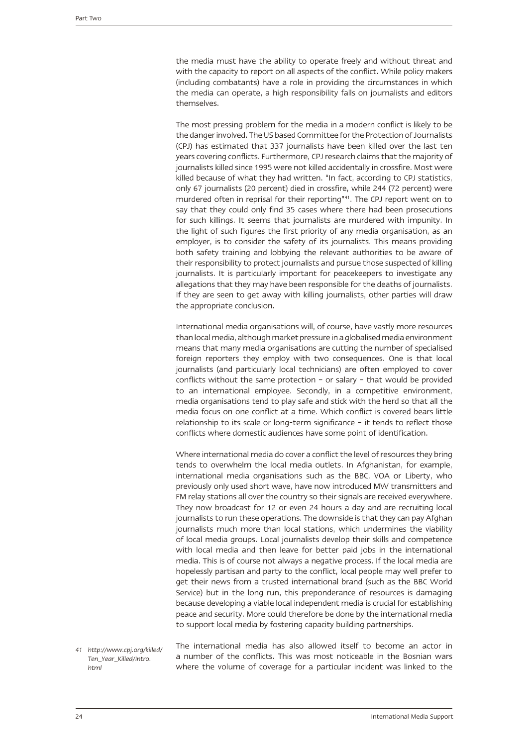the media must have the ability to operate freely and without threat and with the capacity to report on all aspects of the conflict. While policy makers (including combatants) have a role in providing the circumstances in which the media can operate, a high responsibility falls on journalists and editors themselves.

The most pressing problem for the media in a modern conflict is likely to be the danger involved. The US based Committee for the Protection of Journalists (CPJ) has estimated that 337 journalists have been killed over the last ten years covering conflicts. Furthermore, CPJ research claims that the majority of journalists killed since 1995 were not killed accidentally in crossfire. Most were killed because of what they had written. "In fact, according to CPJ statistics, only 67 journalists (20 percent) died in crossfire, while 244 (72 percent) were murdered often in reprisal for their reporting"[41]. The CPJ report went on to say that they could only find 35 cases where there had been prosecutions for such killings. It seems that journalists are murdered with impunity. In the light of such figures the first priority of any media organisation, as an employer, is to consider the safety of its journalists. This means providing both safety training and lobbying the relevant authorities to be aware of their responsibility to protect journalists and pursue those suspected of killing journalists. It is particularly important for peacekeepers to investigate any allegations that they may have been responsible for the deaths of journalists. If they are seen to get away with killing journalists, other parties will draw the appropriate conclusion.

International media organisations will, of course, have vastly more resources than local media, although market pressure in a globalised media environment means that many media organisations are cutting the number of specialised foreign reporters they employ with two consequences. One is that local journalists (and particularly local technicians) are often employed to cover conflicts without the same protection – or salary – that would be provided to an international employee. Secondly, in a competitive environment, media organisations tend to play safe and stick with the herd so that all the media focus on one conflict at a time. Which conflict is covered bears little relationship to its scale or long-term significance – it tends to reflect those conflicts where domestic audiences have some point of identification.

Where international media do cover a conflict the level of resources they bring tends to overwhelm the local media outlets. In Afghanistan, for example, international media organisations such as the BBC, VOA or Liberty, who previously only used short wave, have now introduced MW transmitters and FM relay stations all over the country so their signals are received everywhere. They now broadcast for 12 or even 24 hours a day and are recruiting local journalists to run these operations. The downside is that they can pay Afghan journalists much more than local stations, which undermines the viability of local media groups. Local journalists develop their skills and competence with local media and then leave for better paid jobs in the international media. This is of course not always a negative process. If the local media are hopelessly partisan and party to the conflict, local people may well prefer to get their news from a trusted international brand (such as the BBC World Service) but in the long run, this preponderance of resources is damaging because developing a viable local independent media is crucial for establishing peace and security. More could therefore be done by the international media to support local media by fostering capacity building partnerships.

The international media has also allowed itself to become an actor in a number of the conflicts. This was most noticeable in the Bosnian wars where the volume of coverage for a particular incident was linked to the

41 *http://www.cpj.org/killed/Ten_Year_Killed/Intro.html*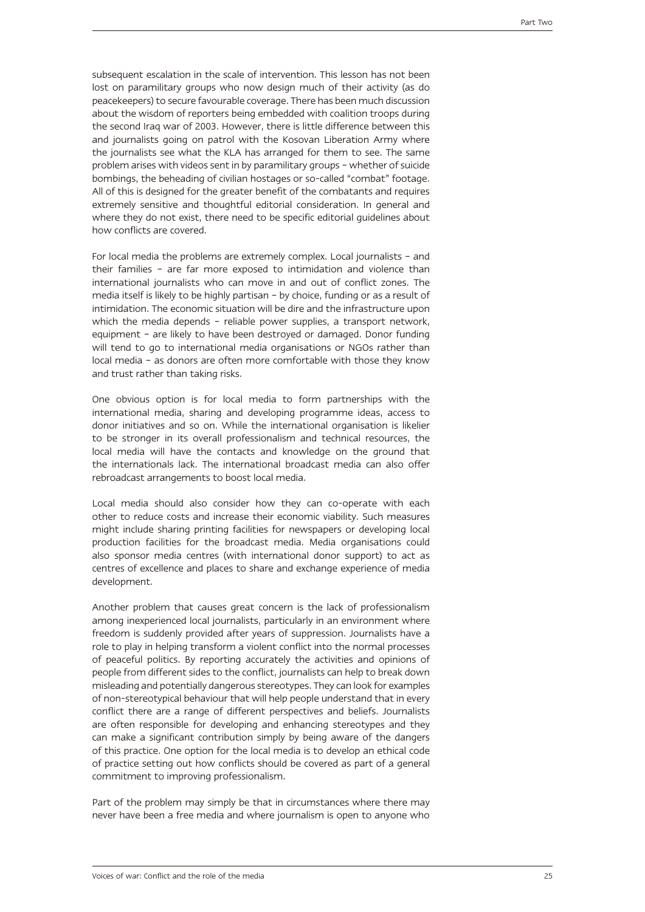subsequent escalation in the scale of intervention. This lesson has not been lost on paramilitary groups who now design much of their activity (as do peacekeepers) to secure favourable coverage. There has been much discussion about the wisdom of reporters being embedded with coalition troops during the second Iraq war of 2003. However, there is little difference between this and journalists going on patrol with the Kosovan Liberation Army where the journalists see what the KLA has arranged for them to see. The same problem arises with videos sent in by paramilitary groups – whether of suicide bombings, the beheading of civilian hostages or so-called "combat" footage. All of this is designed for the greater benefit of the combatants and requires extremely sensitive and thoughtful editorial consideration. In general and where they do not exist, there need to be specific editorial guidelines about how conflicts are covered.

For local media the problems are extremely complex. Local journalists – and their families – are far more exposed to intimidation and violence than international journalists who can move in and out of conflict zones. The media itself is likely to be highly partisan – by choice, funding or as a result of intimidation. The economic situation will be dire and the infrastructure upon which the media depends – reliable power supplies, a transport network, equipment – are likely to have been destroyed or damaged. Donor funding will tend to go to international media organisations or NGOs rather than local media – as donors are often more comfortable with those they know and trust rather than taking risks.

One obvious option is for local media to form partnerships with the international media, sharing and developing programme ideas, access to donor initiatives and so on. While the international organisation is likelier to be stronger in its overall professionalism and technical resources, the local media will have the contacts and knowledge on the ground that the internationals lack. The international broadcast media can also offer rebroadcast arrangements to boost local media.

Local media should also consider how they can co-operate with each other to reduce costs and increase their economic viability. Such measures might include sharing printing facilities for newspapers or developing local production facilities for the broadcast media. Media organisations could also sponsor media centres (with international donor support) to act as centres of excellence and places to share and exchange experience of media development.

Another problem that causes great concern is the lack of professionalism among inexperienced local journalists, particularly in an environment where freedom is suddenly provided after years of suppression. Journalists have a role to play in helping transform a violent conflict into the normal processes of peaceful politics. By reporting accurately the activities and opinions of people from different sides to the conflict, journalists can help to break down misleading and potentially dangerous stereotypes. They can look for examples of non-stereotypical behaviour that will help people understand that in every conflict there are a range of different perspectives and beliefs. Journalists are often responsible for developing and enhancing stereotypes and they can make a significant contribution simply by being aware of the dangers of this practice. One option for the local media is to develop an ethical code of practice setting out how conflicts should be covered as part of a general commitment to improving professionalism.

Part of the problem may simply be that in circumstances where there may never have been a free media and where journalism is open to anyone who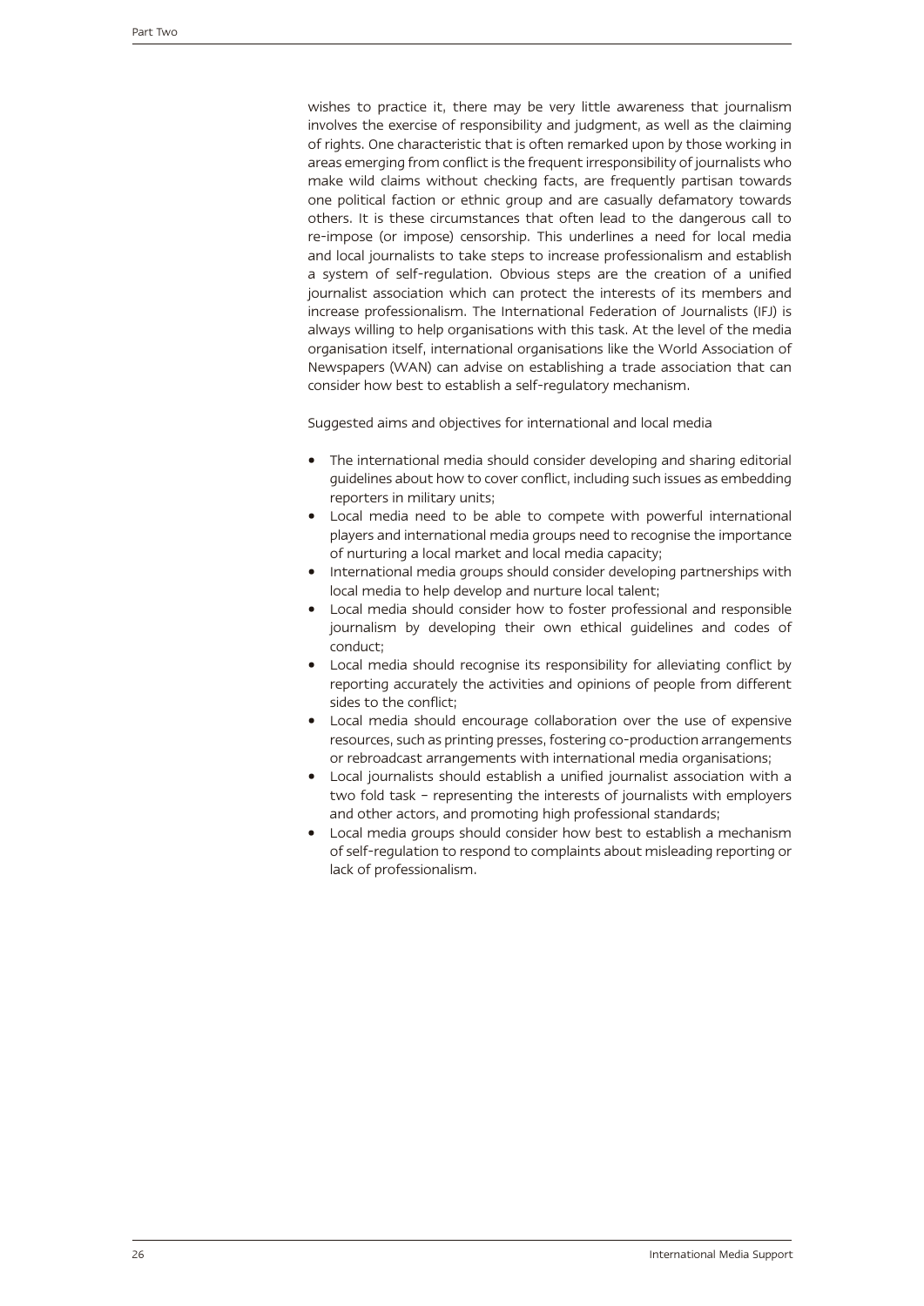wishes to practice it, there may be very little awareness that journalism involves the exercise of responsibility and judgment, as well as the claiming of rights. One characteristic that is often remarked upon by those working in areas emerging from conflict is the frequent irresponsibility of journalists who make wild claims without checking facts, are frequently partisan towards one political faction or ethnic group and are casually defamatory towards others. It is these circumstances that often lead to the dangerous call to re-impose (or impose) censorship. This underlines a need for local media and local journalists to take steps to increase professionalism and establish a system of self-regulation. Obvious steps are the creation of a unified journalist association which can protect the interests of its members and increase professionalism. The International Federation of Journalists (IFJ) is always willing to help organisations with this task. At the level of the media organisation itself, international organisations like the World Association of Newspapers (WAN) can advise on establishing a trade association that can consider how best to establish a self-regulatory mechanism.

Suggested aims and objectives for international and local media

- The international media should consider developing and sharing editorial guidelines about how to cover conflict, including such issues as embedding reporters in military units;
- Local media need to be able to compete with powerful international players and international media groups need to recognise the importance of nurturing a local market and local media capacity;
- International media groups should consider developing partnerships with local media to help develop and nurture local talent;
- Local media should consider how to foster professional and responsible journalism by developing their own ethical guidelines and codes of conduct;
- Local media should recognise its responsibility for alleviating conflict by reporting accurately the activities and opinions of people from different sides to the conflict;
- Local media should encourage collaboration over the use of expensive resources, such as printing presses, fostering co-production arrangements or rebroadcast arrangements with international media organisations;
- Local journalists should establish a unified journalist association with a two fold task – representing the interests of journalists with employers and other actors, and promoting high professional standards;
- Local media groups should consider how best to establish a mechanism of self-regulation to respond to complaints about misleading reporting or lack of professionalism.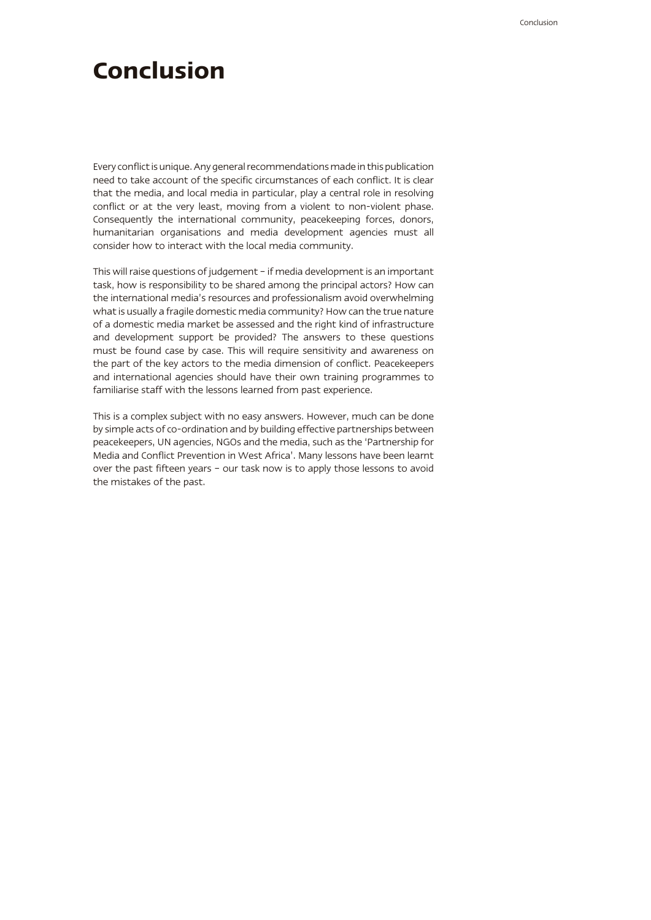# Conclusion

Every conflict is unique. Any general recommendations made in this publication need to take account of the specific circumstances of each conflict. It is clear that the media, and local media in particular, play a central role in resolving conflict or at the very least, moving from a violent to non-violent phase. Consequently the international community, peacekeeping forces, donors, humanitarian organisations and media development agencies must all consider how to interact with the local media community.

This will raise questions of judgement – if media development is an important task, how is responsibility to be shared among the principal actors? How can the international media's resources and professionalism avoid overwhelming what is usually a fragile domestic media community? How can the true nature of a domestic media market be assessed and the right kind of infrastructure and development support be provided? The answers to these questions must be found case by case. This will require sensitivity and awareness on the part of the key actors to the media dimension of conflict. Peacekeepers and international agencies should have their own training programmes to familiarise staff with the lessons learned from past experience.

This is a complex subject with no easy answers. However, much can be done by simple acts of co-ordination and by building effective partnerships between peacekeepers, UN agencies, NGOs and the media, such as the 'Partnership for Media and Conflict Prevention in West Africa'. Many lessons have been learnt over the past fifteen years – our task now is to apply those lessons to avoid the mistakes of the past.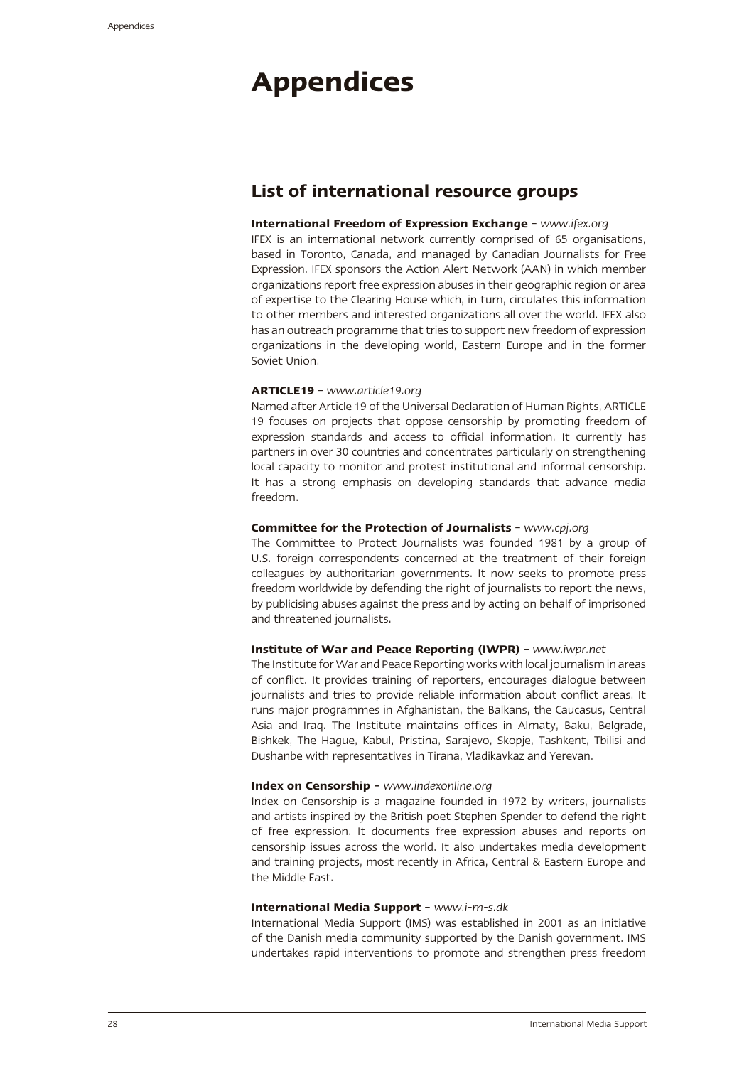# Appendices

## List of international resource groups

**International Freedom of Expression Exchange** – *www.ifex.org*
IFEX is an international network currently comprised of 65 organisations, based in Toronto, Canada, and managed by Canadian Journalists for Free Expression. IFEX sponsors the Action Alert Network (AAN) in which member organizations report free expression abuses in their geographic region or area of expertise to the Clearing House which, in turn, circulates this information to other members and interested organizations all over the world. IFEX also has an outreach programme that tries to support new freedom of expression organizations in the developing world, Eastern Europe and in the former Soviet Union.

**ARTICLE19** – *www.article19.org*
Named after Article 19 of the Universal Declaration of Human Rights, ARTICLE 19 focuses on projects that oppose censorship by promoting freedom of expression standards and access to official information. It currently has partners in over 30 countries and concentrates particularly on strengthening local capacity to monitor and protest institutional and informal censorship. It has a strong emphasis on developing standards that advance media freedom.

**Committee for the Protection of Journalists** – *www.cpj.org*
The Committee to Protect Journalists was founded 1981 by a group of U.S. foreign correspondents concerned at the treatment of their foreign colleagues by authoritarian governments. It now seeks to promote press freedom worldwide by defending the right of journalists to report the news, by publicising abuses against the press and by acting on behalf of imprisoned and threatened journalists.

**Institute of War and Peace Reporting (IWPR)** – *www.iwpr.net*
The Institute for War and Peace Reporting works with local journalism in areas of conflict. It provides training of reporters, encourages dialogue between journalists and tries to provide reliable information about conflict areas. It runs major programmes in Afghanistan, the Balkans, the Caucasus, Central Asia and Iraq. The Institute maintains offices in Almaty, Baku, Belgrade, Bishkek, The Hague, Kabul, Pristina, Sarajevo, Skopje, Tashkent, Tbilisi and Dushanbe with representatives in Tirana, Vladikavkaz and Yerevan.

**Index on Censorship** – *www.indexonline.org*
Index on Censorship is a magazine founded in 1972 by writers, journalists and artists inspired by the British poet Stephen Spender to defend the right of free expression. It documents free expression abuses and reports on censorship issues across the world. It also undertakes media development and training projects, most recently in Africa, Central & Eastern Europe and the Middle East.

**International Media Support** – *www.i-m-s.dk*
International Media Support (IMS) was established in 2001 as an initiative of the Danish media community supported by the Danish government. IMS undertakes rapid interventions to promote and strengthen press freedom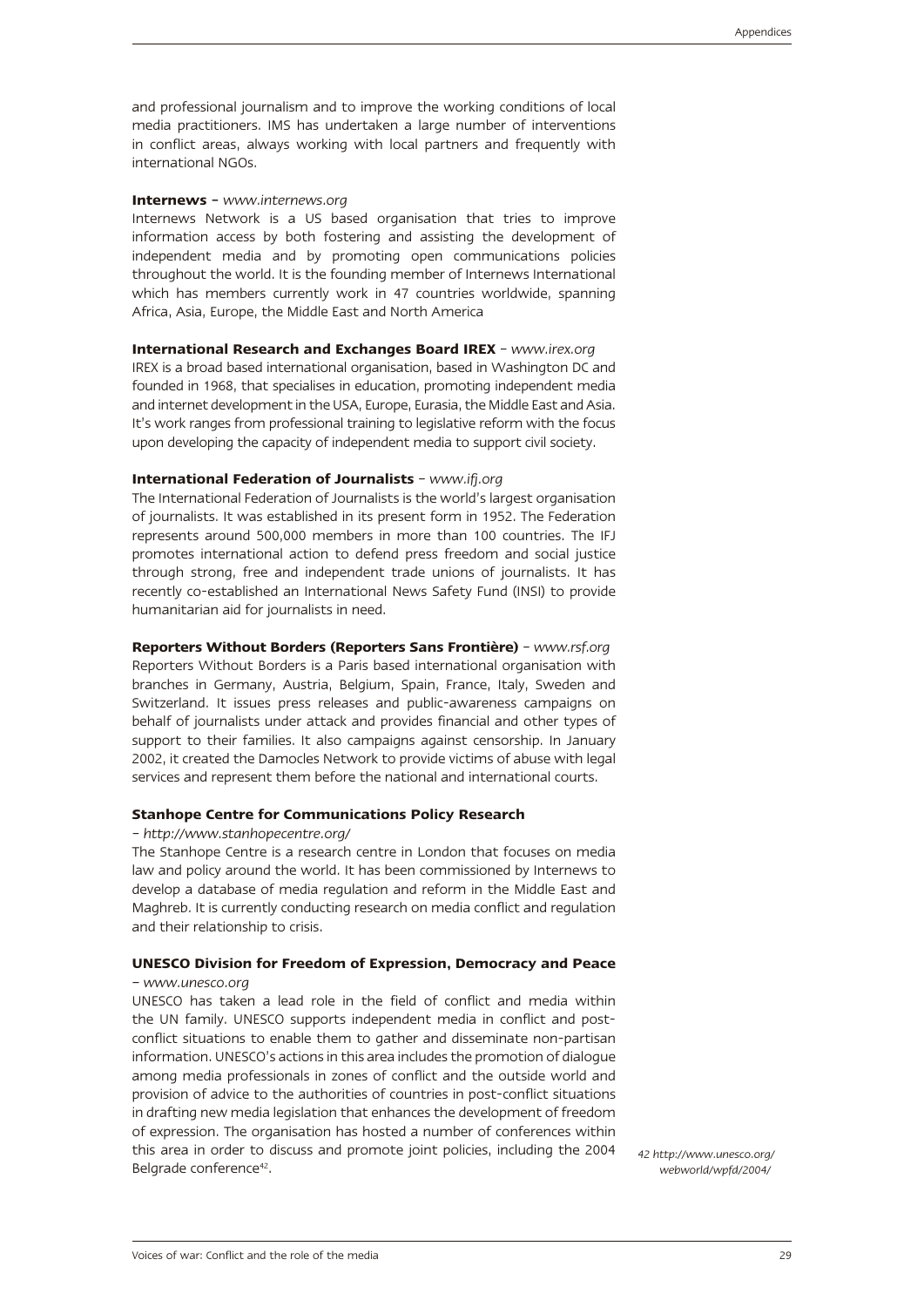and professional journalism and to improve the working conditions of local media practitioners. IMS has undertaken a large number of interventions in conflict areas, always working with local partners and frequently with international NGOs.

**Internews –** *www.internews.org*

Internews Network is a US based organisation that tries to improve information access by both fostering and assisting the development of independent media and by promoting open communications policies throughout the world. It is the founding member of Internews International which has members currently work in 47 countries worldwide, spanning Africa, Asia, Europe, the Middle East and North America

**International Research and Exchanges Board IREX** – *www.irex.org*

IREX is a broad based international organisation, based in Washington DC and founded in 1968, that specialises in education, promoting independent media and internet development in the USA, Europe, Eurasia, the Middle East and Asia. It's work ranges from professional training to legislative reform with the focus upon developing the capacity of independent media to support civil society.

**International Federation of Journalists** – *www.ifj.org*

The International Federation of Journalists is the world's largest organisation of journalists. It was established in its present form in 1952. The Federation represents around 500,000 members in more than 100 countries. The IFJ promotes international action to defend press freedom and social justice through strong, free and independent trade unions of journalists. It has recently co-established an International News Safety Fund (INSI) to provide humanitarian aid for journalists in need.

**Reporters Without Borders (Reporters Sans Frontière)** – *www.rsf.org*

Reporters Without Borders is a Paris based international organisation with branches in Germany, Austria, Belgium, Spain, France, Italy, Sweden and Switzerland. It issues press releases and public-awareness campaigns on behalf of journalists under attack and provides financial and other types of support to their families. It also campaigns against censorship. In January 2002, it created the Damocles Network to provide victims of abuse with legal services and represent them before the national and international courts.

**Stanhope Centre for Communications Policy Research**

– *http://www.stanhopecentre.org/*

The Stanhope Centre is a research centre in London that focuses on media law and policy around the world. It has been commissioned by Internews to develop a database of media regulation and reform in the Middle East and Maghreb. It is currently conducting research on media conflict and regulation and their relationship to crisis.

**UNESCO Division for Freedom of Expression, Democracy and Peace**

– *www.unesco.org*

UNESCO has taken a lead role in the field of conflict and media within the UN family. UNESCO supports independent media in conflict and post-conflict situations to enable them to gather and disseminate non-partisan information. UNESCO's actions in this area includes the promotion of dialogue among media professionals in zones of conflict and the outside world and provision of advice to the authorities of countries in post-conflict situations in drafting new media legislation that enhances the development of freedom of expression. The organisation has hosted a number of conferences within this area in order to discuss and promote joint policies, including the 2004 Belgrade conference[42].

*42 http://www.unesco.org/webworld/wpfd/2004/*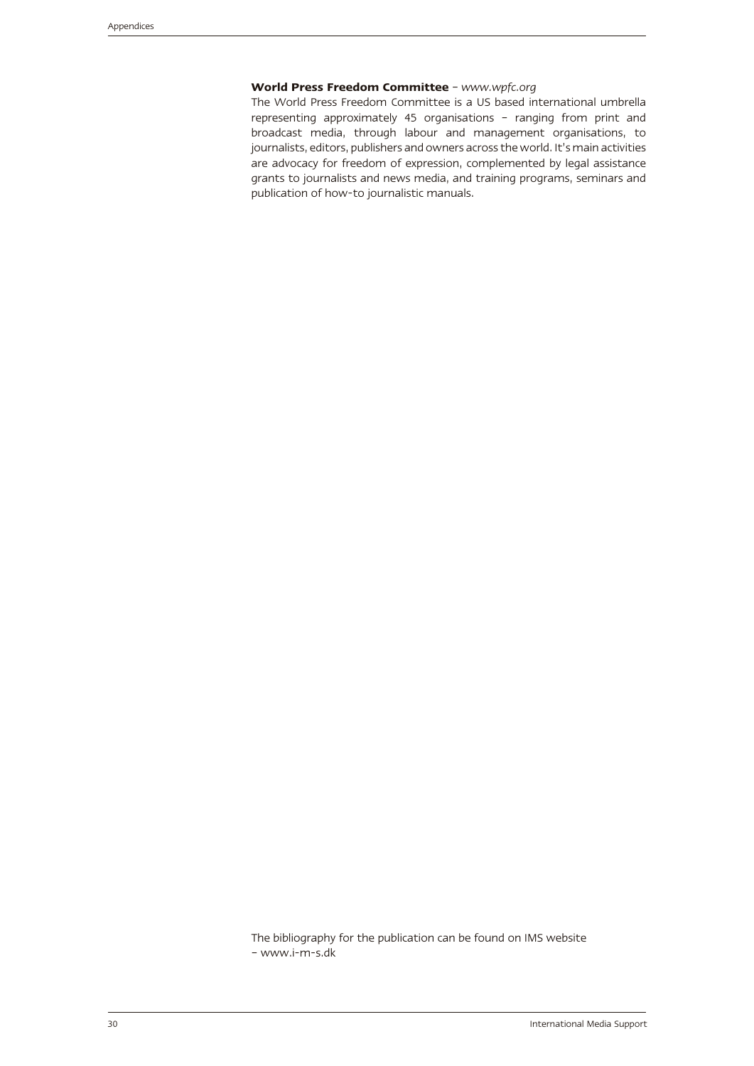**World Press Freedom Committee** – *www.wpfc.org*
The World Press Freedom Committee is a US based international umbrella representing approximately 45 organisations – ranging from print and broadcast media, through labour and management organisations, to journalists, editors, publishers and owners across the world. It's main activities are advocacy for freedom of expression, complemented by legal assistance grants to journalists and news media, and training programs, seminars and publication of how-to journalistic manuals.

The bibliography for the publication can be found on IMS website – www.i-m-s.dk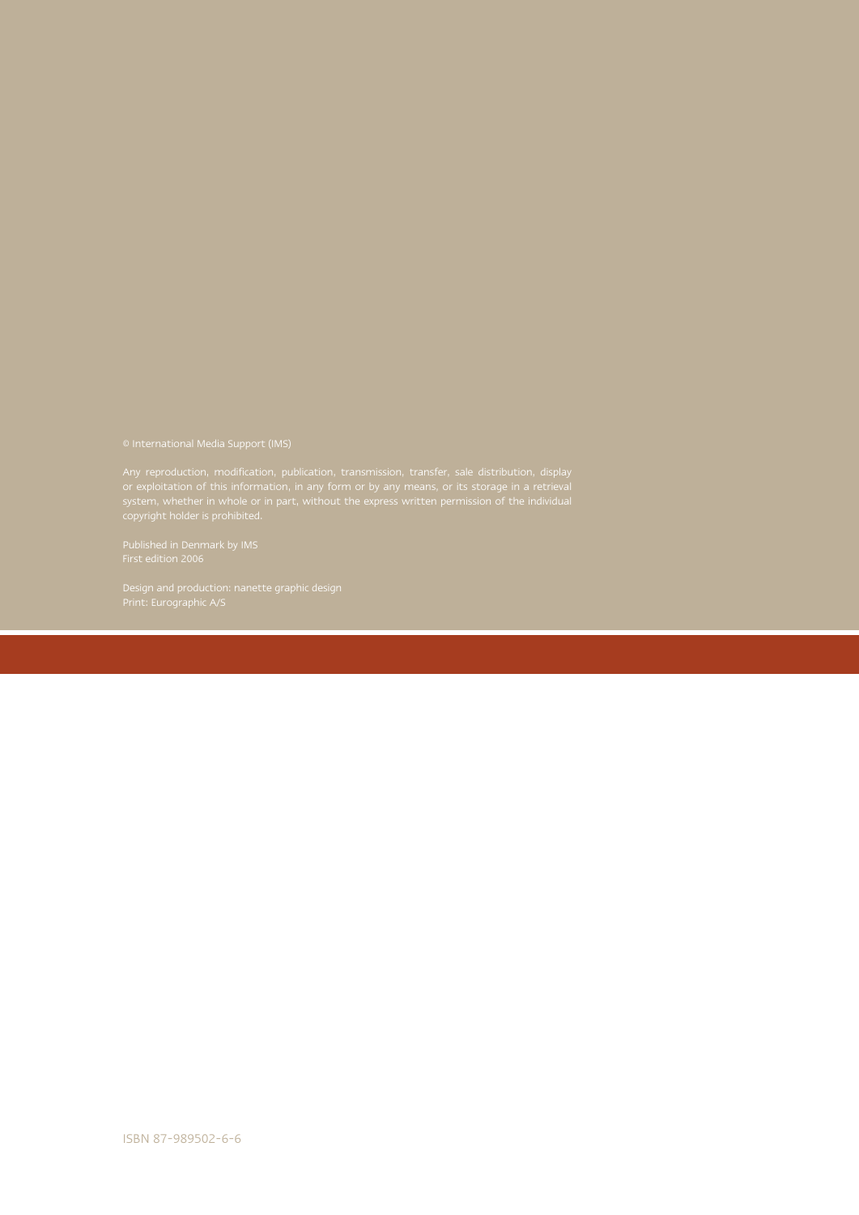© International Media Support (IMS)

Any reproduction, modification, publication, transmission, transfer, sale distribution, display or exploitation of this information, in any form or by any means, or its storage in a retrieval system, whether in whole or in part, without the express written permission of the individual copyright holder is prohibited.

Published in Denmark by IMS
First edition 2006

Design and production: nanette graphic design
Print: Eurographic A/S

ISBN 87-989502-6-6